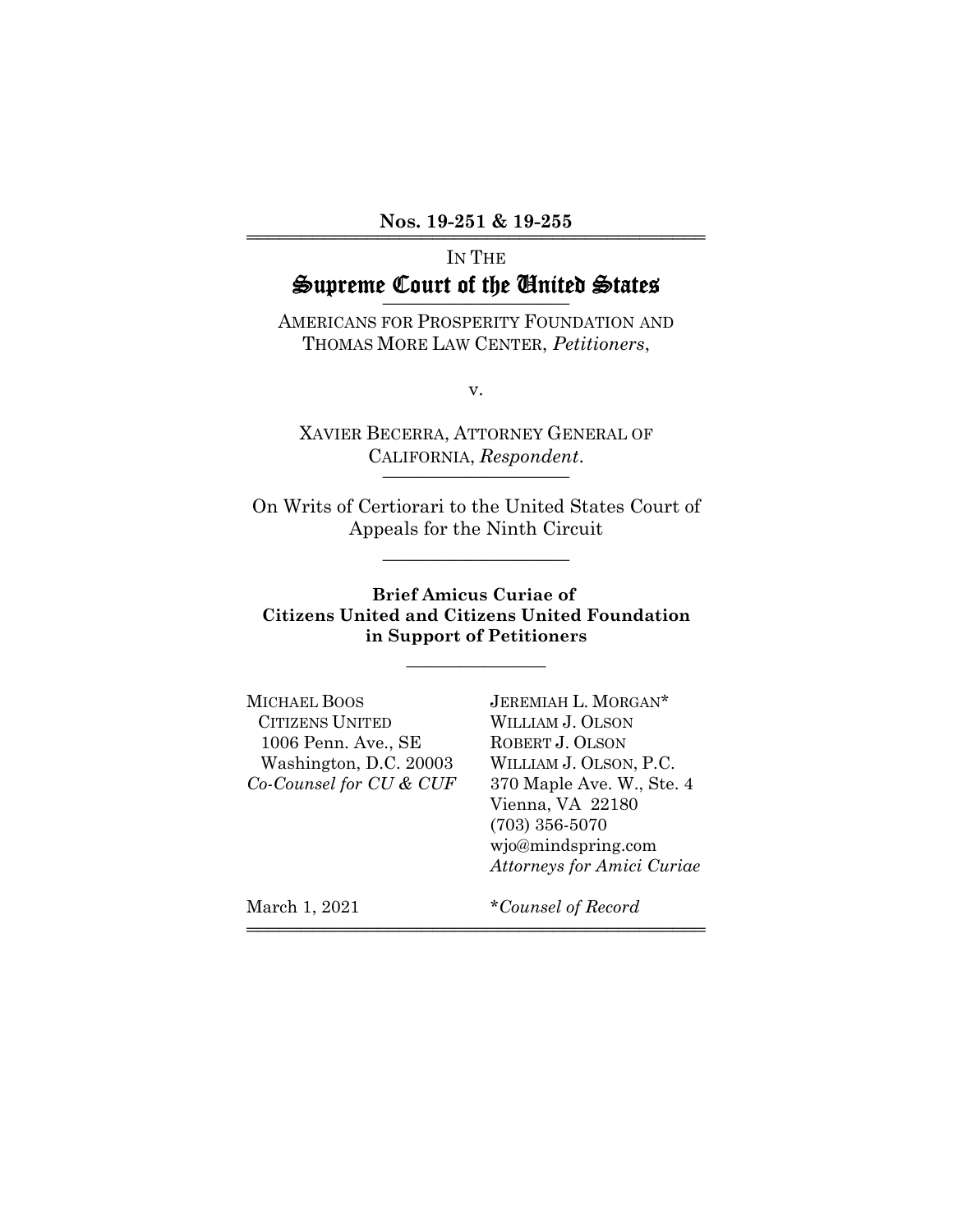**Nos. 19-251 & 19-255**

IN THE

# Supreme Court of the United States

AMERICANS FOR PROSPERITY FOUNDATION AND THOMAS MORE LAW CENTER, *Petitioners*,

v.

XAVIER BECERRA, ATTORNEY GENERAL OF CALIFORNIA, *Respondent*.

On Writs of Certiorari to the United States Court of Appeals for the Ninth Circuit

**Brief Amicus Curiae of Citizens United and Citizens United Foundation in Support of Petitioners**

MICHAEL BOOS
CITIZENS UNITED
1006 Penn. Ave., SE
Washington, D.C. 20003
*Co-Counsel for CU & CUF*

JEREMIAH L. MORGAN*
WILLIAM J. OLSON
ROBERT J. OLSON
WILLIAM J. OLSON, P.C.
370 Maple Ave. W., Ste. 4
Vienna, VA 22180
(703) 356-5070
wjo@mindspring.com
*Attorneys for Amici Curiae*

March 1, 2021

*Counsel of Record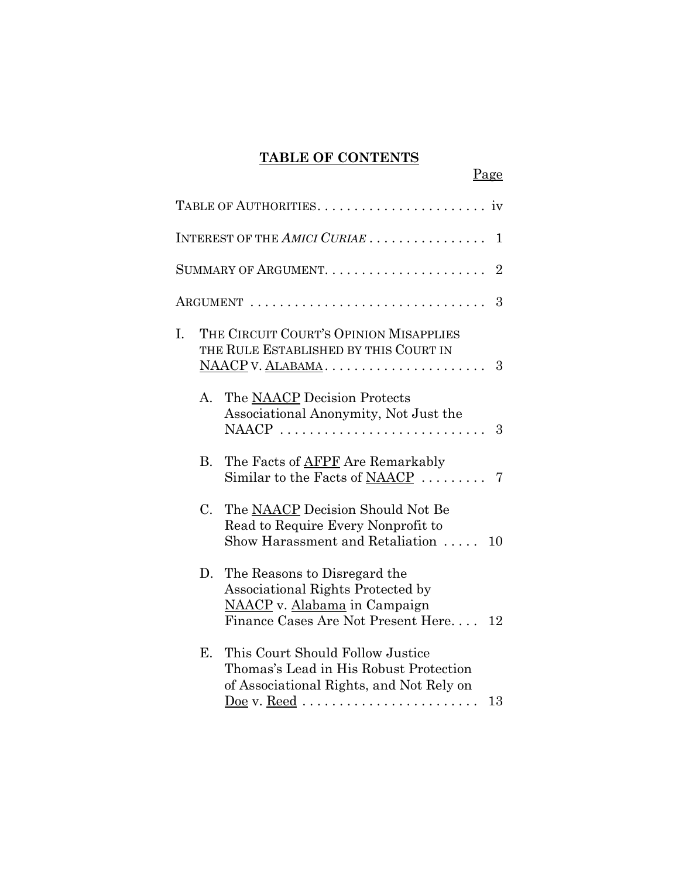# TABLE OF CONTENTS

Page

TABLE OF AUTHORITIES . . . . . . . . . . . . . . . . . . . . . . . iv

INTEREST OF THE *AMICI CURIAE* . . . . . . . . . . . . . . . . 1

SUMMARY OF ARGUMENT . . . . . . . . . . . . . . . . . . . . . . 2

ARGUMENT . . . . . . . . . . . . . . . . . . . . . . . . . . . . . . . . 3

I. THE CIRCUIT COURT'S OPINION MISAPPLIES THE RULE ESTABLISHED BY THIS COURT IN NAACP V. ALABAMA . . . . . . . . . . . . . . . . . . . . . . 3

   A. The NAACP Decision Protects Associational Anonymity, Not Just the NAACP . . . . . . . . . . . . . . . . . . . . . . . . . . . . 3

   B. The Facts of AFPF Are Remarkably Similar to the Facts of NAACP . . . . . . . . . 7

   C. The NAACP Decision Should Not Be Read to Require Every Nonprofit to Show Harassment and Retaliation . . . . . 10

   D. The Reasons to Disregard the Associational Rights Protected by NAACP v. Alabama in Campaign Finance Cases Are Not Present Here. . . . 12

   E. This Court Should Follow Justice Thomas's Lead in His Robust Protection of Associational Rights, and Not Rely on Doe v. Reed . . . . . . . . . . . . . . . . . . . . . . . . 13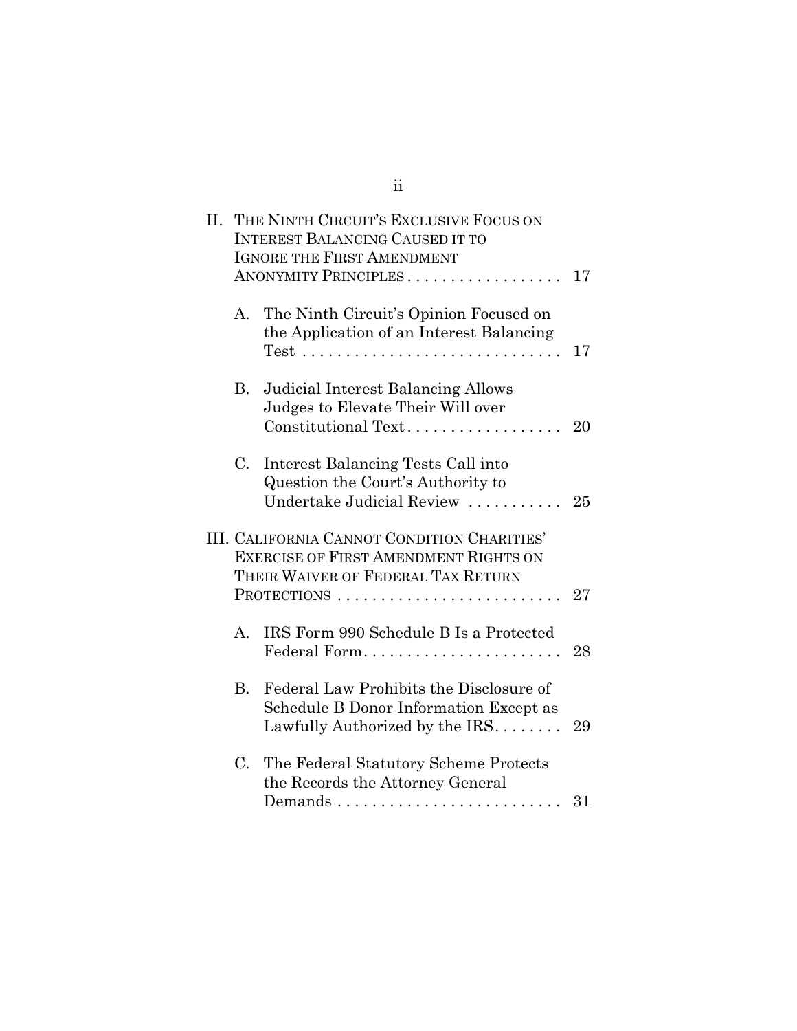II. THE NINTH CIRCUIT'S EXCLUSIVE FOCUS ON INTEREST BALANCING CAUSED IT TO IGNORE THE FIRST AMENDMENT ANONYMITY PRINCIPLES . . . . . . . . . . . . . . . . . . 17

A. The Ninth Circuit's Opinion Focused on the Application of an Interest Balancing Test . . . . . . . . . . . . . . . . . . . . . . . . . . . . . . 17

B. Judicial Interest Balancing Allows Judges to Elevate Their Will over Constitutional Text . . . . . . . . . . . . . . . . . . 20

C. Interest Balancing Tests Call into Question the Court's Authority to Undertake Judicial Review . . . . . . . . . . . 25

III. CALIFORNIA CANNOT CONDITION CHARITIES' EXERCISE OF FIRST AMENDMENT RIGHTS ON THEIR WAIVER OF FEDERAL TAX RETURN PROTECTIONS . . . . . . . . . . . . . . . . . . . . . . . . . . 27

A. IRS Form 990 Schedule B Is a Protected Federal Form . . . . . . . . . . . . . . . . . . . . . . . 28

B. Federal Law Prohibits the Disclosure of Schedule B Donor Information Except as Lawfully Authorized by the IRS . . . . . . . . 29

C. The Federal Statutory Scheme Protects the Records the Attorney General Demands . . . . . . . . . . . . . . . . . . . . . . . . . . 31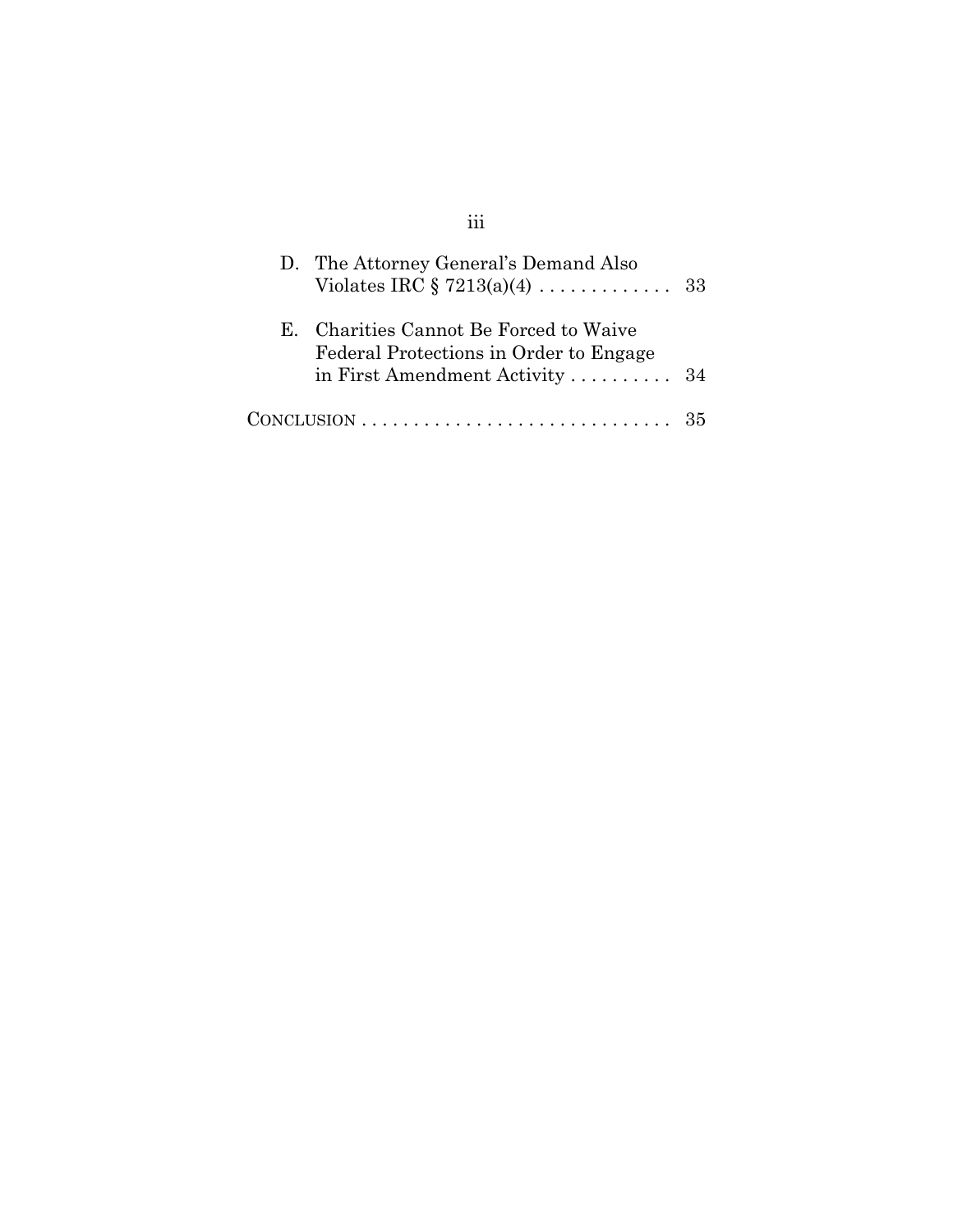D. The Attorney General's Demand Also Violates IRC § 7213(a)(4) . . . . . . . . . . . . . 33

E. Charities Cannot Be Forced to Waive Federal Protections in Order to Engage in First Amendment Activity . . . . . . . . . . 34

CONCLUSION . . . . . . . . . . . . . . . . . . . . . . . . . . . . . . 35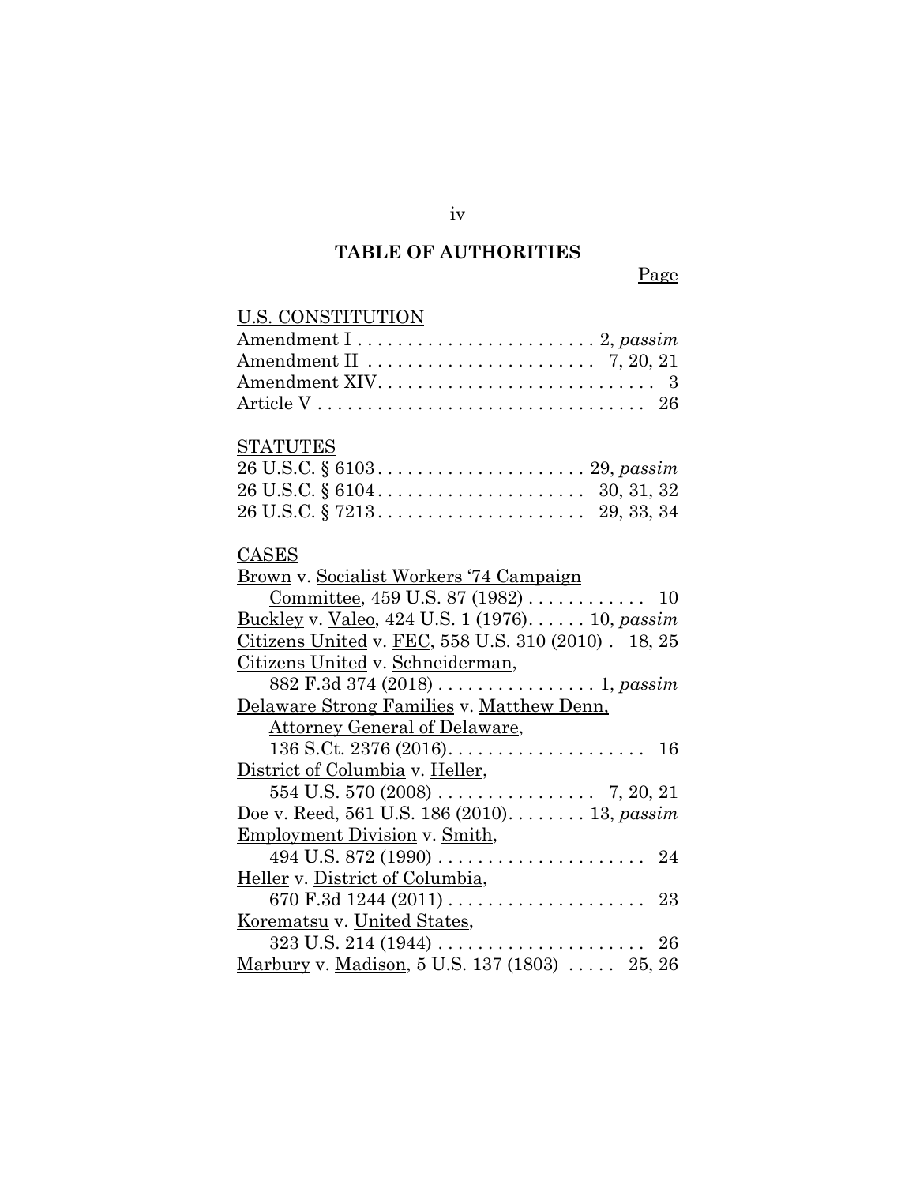## TABLE OF AUTHORITIES

Page

U.S. CONSTITUTION

Amendment I . . . . . . . . . . . . . . . . . . . . . . . . 2, *passim*
Amendment II . . . . . . . . . . . . . . . . . . . . . . . 7, 20, 21
Amendment XIV. . . . . . . . . . . . . . . . . . . . . . . . . . . . 3
Article V . . . . . . . . . . . . . . . . . . . . . . . . . . . . . . . . . 26

STATUTES

26 U.S.C. § 6103 . . . . . . . . . . . . . . . . . . . . . 29, *passim*
26 U.S.C. § 6104 . . . . . . . . . . . . . . . . . . . . . 30, 31, 32
26 U.S.C. § 7213 . . . . . . . . . . . . . . . . . . . . . 29, 33, 34

CASES

Brown v. Socialist Workers '74 Campaign Committee, 459 U.S. 87 (1982) . . . . . . . . . . . . 10
Buckley v. Valeo, 424 U.S. 1 (1976). . . . . . 10, *passim*
Citizens United v. FEC, 558 U.S. 310 (2010) . 18, 25
Citizens United v. Schneiderman, 882 F.3d 374 (2018) . . . . . . . . . . . . . . . . 1, *passim*
Delaware Strong Families v. Matthew Denn, Attorney General of Delaware, 136 S.Ct. 2376 (2016). . . . . . . . . . . . . . . . . . . . 16
District of Columbia v. Heller, 554 U.S. 570 (2008) . . . . . . . . . . . . . . . . 7, 20, 21
Doe v. Reed, 561 U.S. 186 (2010). . . . . . . . 13, *passim*
Employment Division v. Smith, 494 U.S. 872 (1990) . . . . . . . . . . . . . . . . . . . . . 24
Heller v. District of Columbia, 670 F.3d 1244 (2011) . . . . . . . . . . . . . . . . . . . . 23
Korematsu v. United States, 323 U.S. 214 (1944) . . . . . . . . . . . . . . . . . . . . . 26
Marbury v. Madison, 5 U.S. 137 (1803) . . . . . 25, 26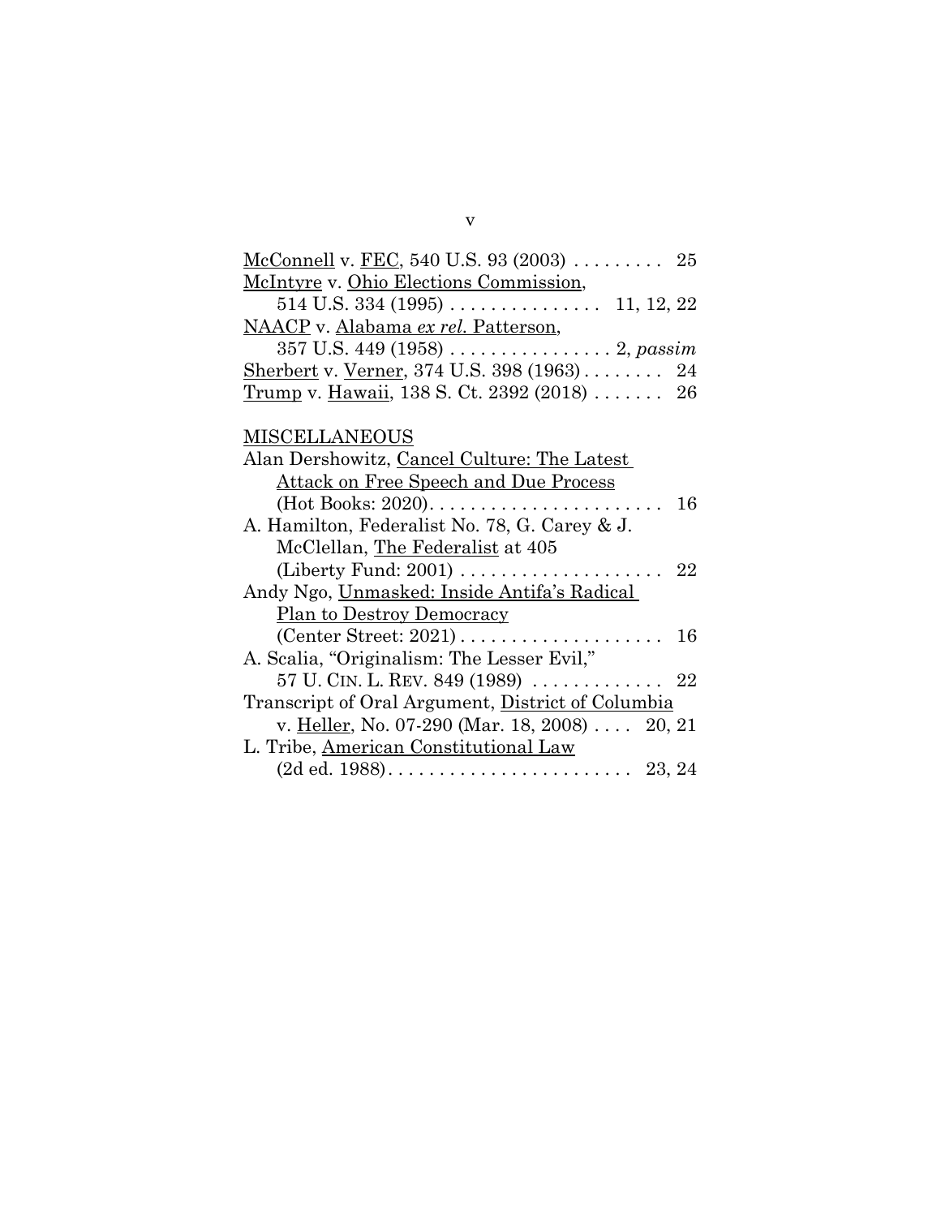McConnell v. FEC, 540 U.S. 93 (2003) . . . . . . . . . 25

McIntyre v. Ohio Elections Commission, 514 U.S. 334 (1995) . . . . . . . . . . . . . . . 11, 12, 22

NAACP v. Alabama *ex rel.* Patterson, 357 U.S. 449 (1958) . . . . . . . . . . . . . . . . 2, *passim*

Sherbert v. Verner, 374 U.S. 398 (1963) . . . . . . . . 24

Trump v. Hawaii, 138 S. Ct. 2392 (2018) . . . . . . . 26

MISCELLANEOUS

Alan Dershowitz, Cancel Culture: The Latest Attack on Free Speech and Due Process (Hot Books: 2020). . . . . . . . . . . . . . . . . . . . . . . 16

A. Hamilton, Federalist No. 78, G. Carey & J. McClellan, The Federalist at 405 (Liberty Fund: 2001) . . . . . . . . . . . . . . . . . . . . 22

Andy Ngo, Unmasked: Inside Antifa's Radical Plan to Destroy Democracy (Center Street: 2021) . . . . . . . . . . . . . . . . . . . . 16

A. Scalia, "Originalism: The Lesser Evil," 57 U. CIN. L. REV. 849 (1989) . . . . . . . . . . . . . 22

Transcript of Oral Argument, District of Columbia v. Heller, No. 07-290 (Mar. 18, 2008) . . . . 20, 21

L. Tribe, American Constitutional Law (2d ed. 1988). . . . . . . . . . . . . . . . . . . . . . . 23, 24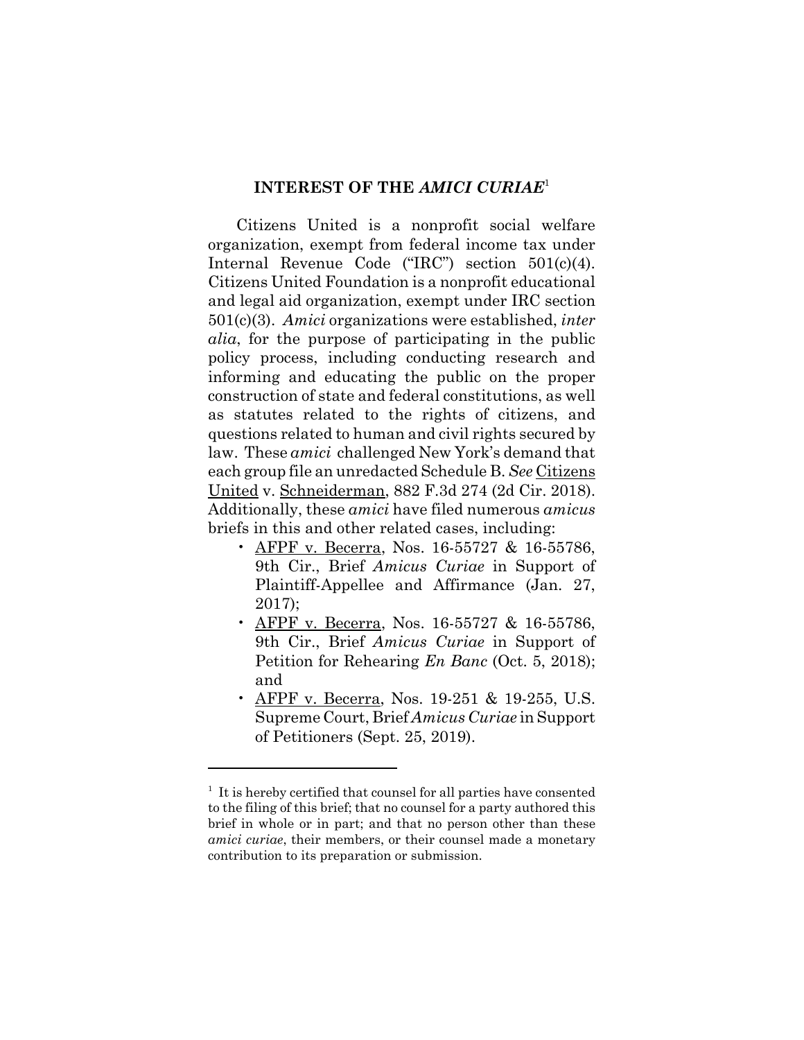## INTEREST OF THE *AMICI CURIAE*[1]

Citizens United is a nonprofit social welfare organization, exempt from federal income tax under Internal Revenue Code ("IRC") section 501(c)(4). Citizens United Foundation is a nonprofit educational and legal aid organization, exempt under IRC section 501(c)(3). *Amici* organizations were established, *inter alia*, for the purpose of participating in the public policy process, including conducting research and informing and educating the public on the proper construction of state and federal constitutions, as well as statutes related to the rights of citizens, and questions related to human and civil rights secured by law. These *amici* challenged New York's demand that each group file an unredacted Schedule B. *See* Citizens United v. Schneiderman, 882 F.3d 274 (2d Cir. 2018). Additionally, these *amici* have filed numerous *amicus* briefs in this and other related cases, including:

- AFPF v. Becerra, Nos. 16-55727 & 16-55786, 9th Cir., Brief *Amicus Curiae* in Support of Plaintiff-Appellee and Affirmance (Jan. 27, 2017);
- AFPF v. Becerra, Nos. 16-55727 & 16-55786, 9th Cir., Brief *Amicus Curiae* in Support of Petition for Rehearing *En Banc* (Oct. 5, 2018); and
- AFPF v. Becerra, Nos. 19-251 & 19-255, U.S. Supreme Court, Brief *Amicus Curiae* in Support of Petitioners (Sept. 25, 2019).

---

[1] It is hereby certified that counsel for all parties have consented to the filing of this brief; that no counsel for a party authored this brief in whole or in part; and that no person other than these *amici curiae*, their members, or their counsel made a monetary contribution to its preparation or submission.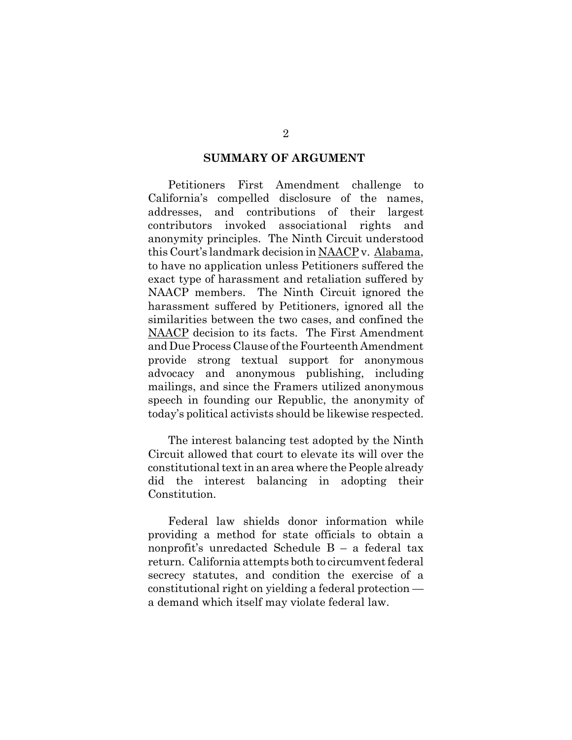## SUMMARY OF ARGUMENT

Petitioners First Amendment challenge to California's compelled disclosure of the names, addresses, and contributions of their largest contributors invoked associational rights and anonymity principles. The Ninth Circuit understood this Court's landmark decision in NAACP v. Alabama, to have no application unless Petitioners suffered the exact type of harassment and retaliation suffered by NAACP members. The Ninth Circuit ignored the harassment suffered by Petitioners, ignored all the similarities between the two cases, and confined the NAACP decision to its facts. The First Amendment and Due Process Clause of the Fourteenth Amendment provide strong textual support for anonymous advocacy and anonymous publishing, including mailings, and since the Framers utilized anonymous speech in founding our Republic, the anonymity of today's political activists should be likewise respected.

The interest balancing test adopted by the Ninth Circuit allowed that court to elevate its will over the constitutional text in an area where the People already did the interest balancing in adopting their Constitution.

Federal law shields donor information while providing a method for state officials to obtain a nonprofit's unredacted Schedule B – a federal tax return. California attempts both to circumvent federal secrecy statutes, and condition the exercise of a constitutional right on yielding a federal protection — a demand which itself may violate federal law.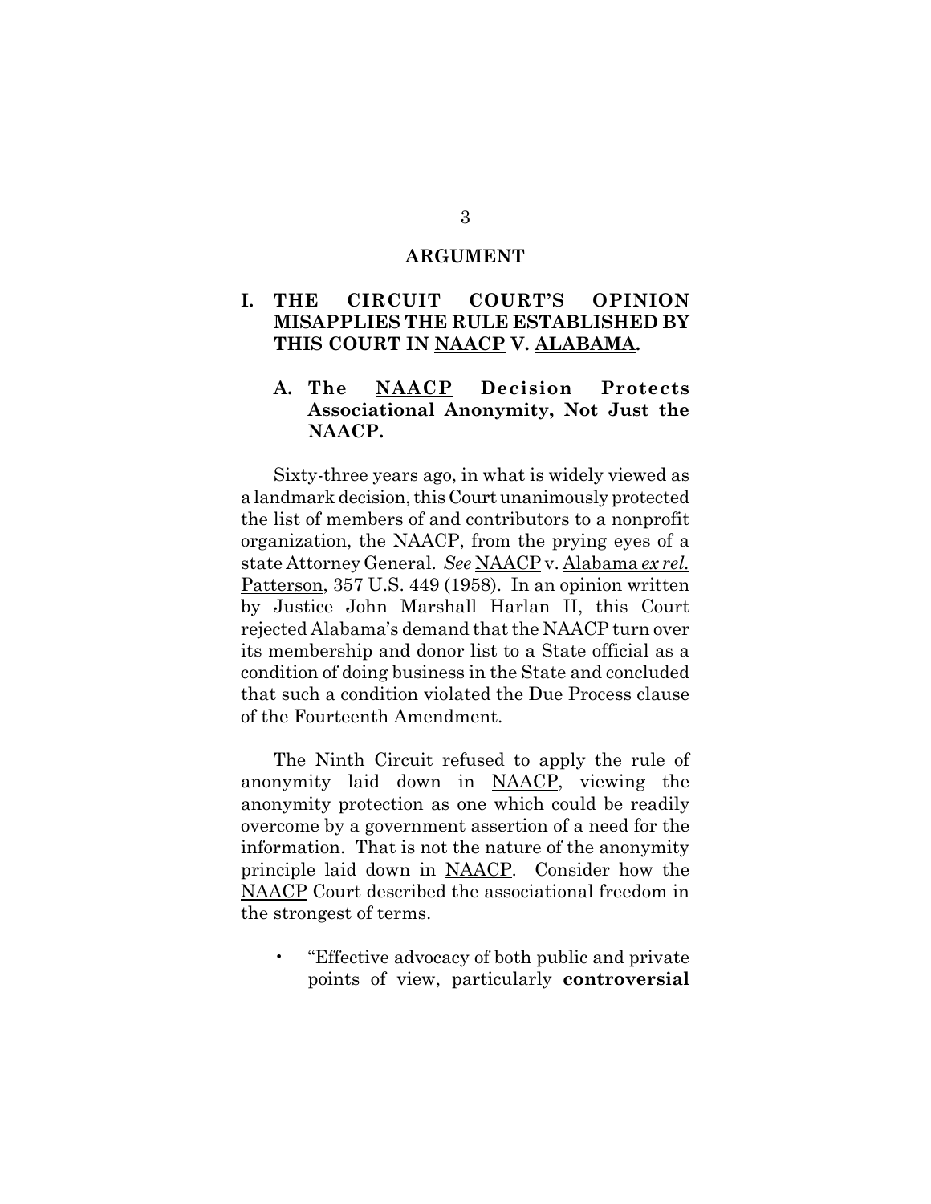## ARGUMENT

### I. THE CIRCUIT COURT'S OPINION MISAPPLIES THE RULE ESTABLISHED BY THIS COURT IN NAACP V. ALABAMA.

#### A. The NAACP Decision Protects Associational Anonymity, Not Just the NAACP.

Sixty-three years ago, in what is widely viewed as a landmark decision, this Court unanimously protected the list of members of and contributors to a nonprofit organization, the NAACP, from the prying eyes of a state Attorney General. *See* NAACP v. Alabama *ex rel.* Patterson, 357 U.S. 449 (1958). In an opinion written by Justice John Marshall Harlan II, this Court rejected Alabama's demand that the NAACP turn over its membership and donor list to a State official as a condition of doing business in the State and concluded that such a condition violated the Due Process clause of the Fourteenth Amendment.

The Ninth Circuit refused to apply the rule of anonymity laid down in NAACP, viewing the anonymity protection as one which could be readily overcome by a government assertion of a need for the information. That is not the nature of the anonymity principle laid down in NAACP. Consider how the NAACP Court described the associational freedom in the strongest of terms.

- "Effective advocacy of both public and private points of view, particularly **controversial**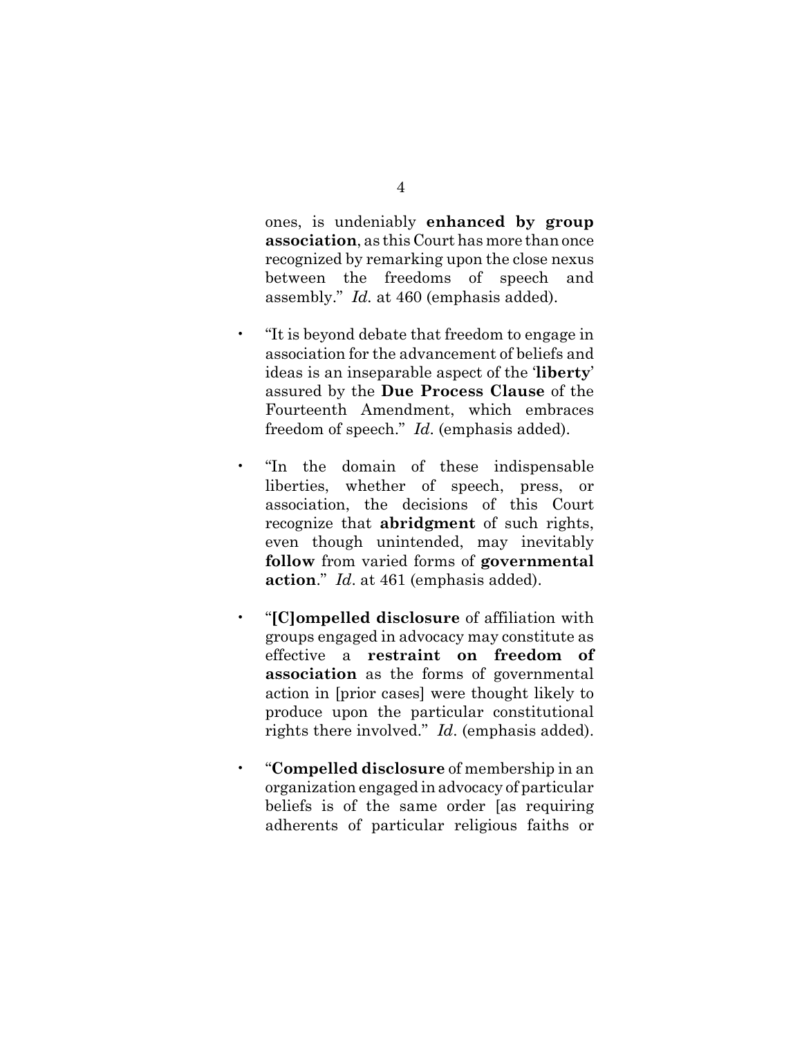ones, is undeniably **enhanced by group association**, as this Court has more than once recognized by remarking upon the close nexus between the freedoms of speech and assembly." *Id.* at 460 (emphasis added).

- "It is beyond debate that freedom to engage in association for the advancement of beliefs and ideas is an inseparable aspect of the '**liberty**' assured by the **Due Process Clause** of the Fourteenth Amendment, which embraces freedom of speech." *Id.* (emphasis added).

- "In the domain of these indispensable liberties, whether of speech, press, or association, the decisions of this Court recognize that **abridgment** of such rights, even though unintended, may inevitably **follow** from varied forms of **governmental action**." *Id*. at 461 (emphasis added).

- "**[C]ompelled disclosure** of affiliation with groups engaged in advocacy may constitute as effective a **restraint on freedom of association** as the forms of governmental action in [prior cases] were thought likely to produce upon the particular constitutional rights there involved." *Id*. (emphasis added).

- "**Compelled disclosure** of membership in an organization engaged in advocacy of particular beliefs is of the same order [as requiring adherents of particular religious faiths or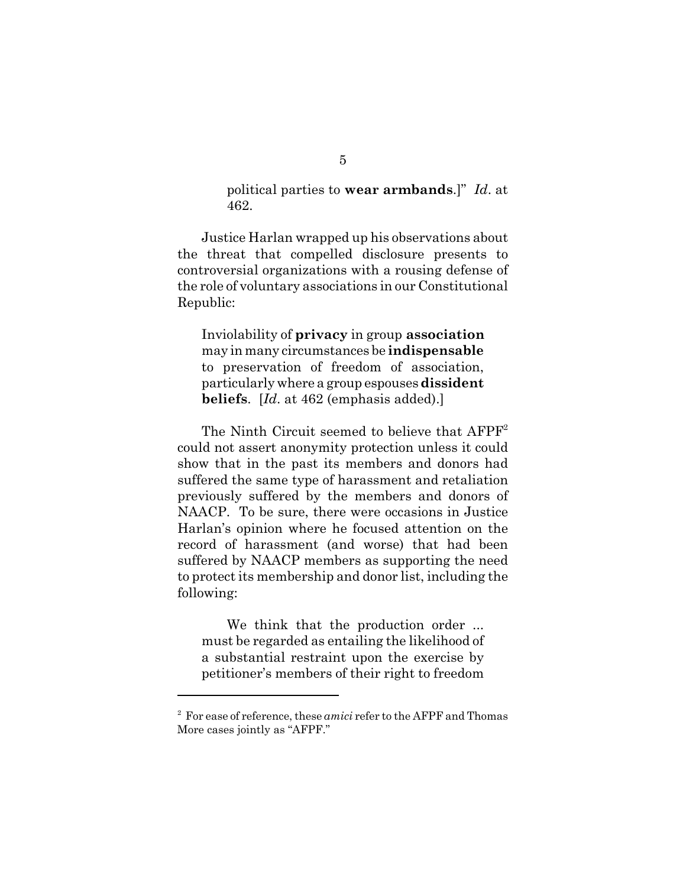> political parties to **wear armbands**.]" *Id*. at 462.

Justice Harlan wrapped up his observations about the threat that compelled disclosure presents to controversial organizations with a rousing defense of the role of voluntary associations in our Constitutional Republic:

> Inviolability of **privacy** in group **association** may in many circumstances be **indispensable** to preservation of freedom of association, particularly where a group espouses **dissident beliefs**. [*Id*. at 462 (emphasis added).]

The Ninth Circuit seemed to believe that AFPF[2] could not assert anonymity protection unless it could show that in the past its members and donors had suffered the same type of harassment and retaliation previously suffered by the members and donors of NAACP. To be sure, there were occasions in Justice Harlan's opinion where he focused attention on the record of harassment (and worse) that had been suffered by NAACP members as supporting the need to protect its membership and donor list, including the following:

> We think that the production order ... must be regarded as entailing the likelihood of a substantial restraint upon the exercise by petitioner's members of their right to freedom

[2] For ease of reference, these *amici* refer to the AFPF and Thomas More cases jointly as "AFPF."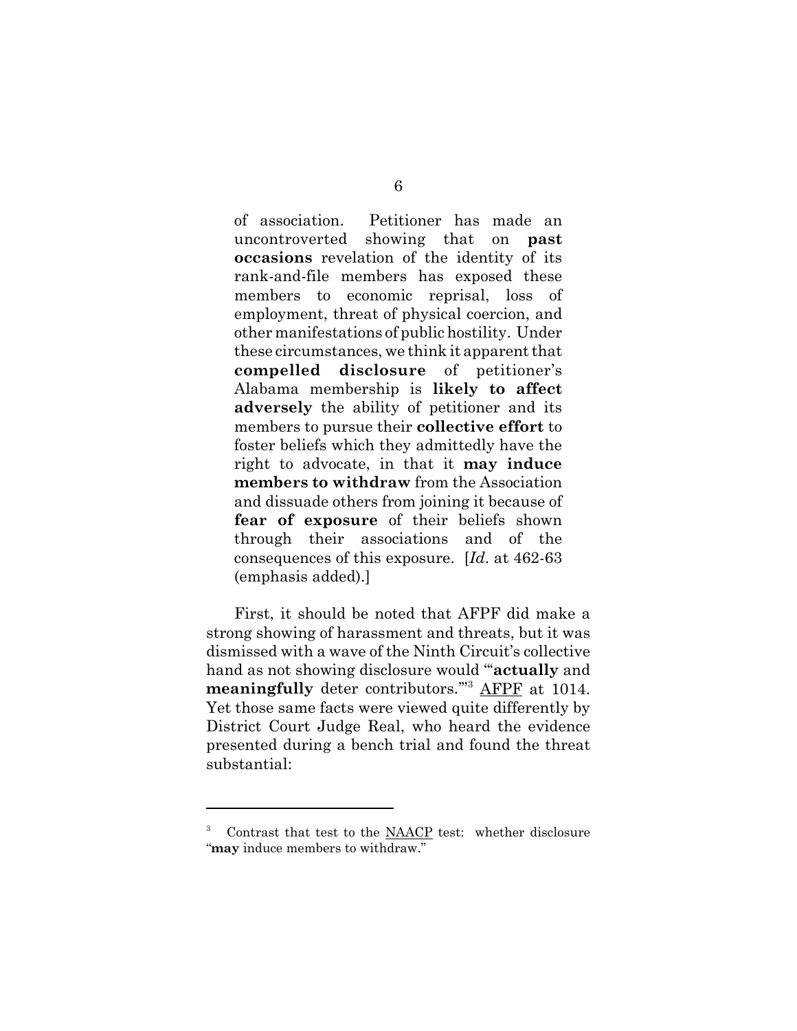> of association. Petitioner has made an uncontroverted showing that on **past occasions** revelation of the identity of its rank-and-file members has exposed these members to economic reprisal, loss of employment, threat of physical coercion, and other manifestations of public hostility. Under these circumstances, we think it apparent that **compelled disclosure** of petitioner's Alabama membership is **likely to affect adversely** the ability of petitioner and its members to pursue their **collective effort** to foster beliefs which they admittedly have the right to advocate, in that it **may induce members to withdraw** from the Association and dissuade others from joining it because of **fear of exposure** of their beliefs shown through their associations and of the consequences of this exposure. [*Id.* at 462-63 (emphasis added).]

First, it should be noted that AFPF did make a strong showing of harassment and threats, but it was dismissed with a wave of the Ninth Circuit's collective hand as not showing disclosure would "'**actually** and **meaningfully** deter contributors.'"[3] AFPF at 1014. Yet those same facts were viewed quite differently by District Court Judge Real, who heard the evidence presented during a bench trial and found the threat substantial:

---

[3] Contrast that test to the NAACP test: whether disclosure "**may** induce members to withdraw."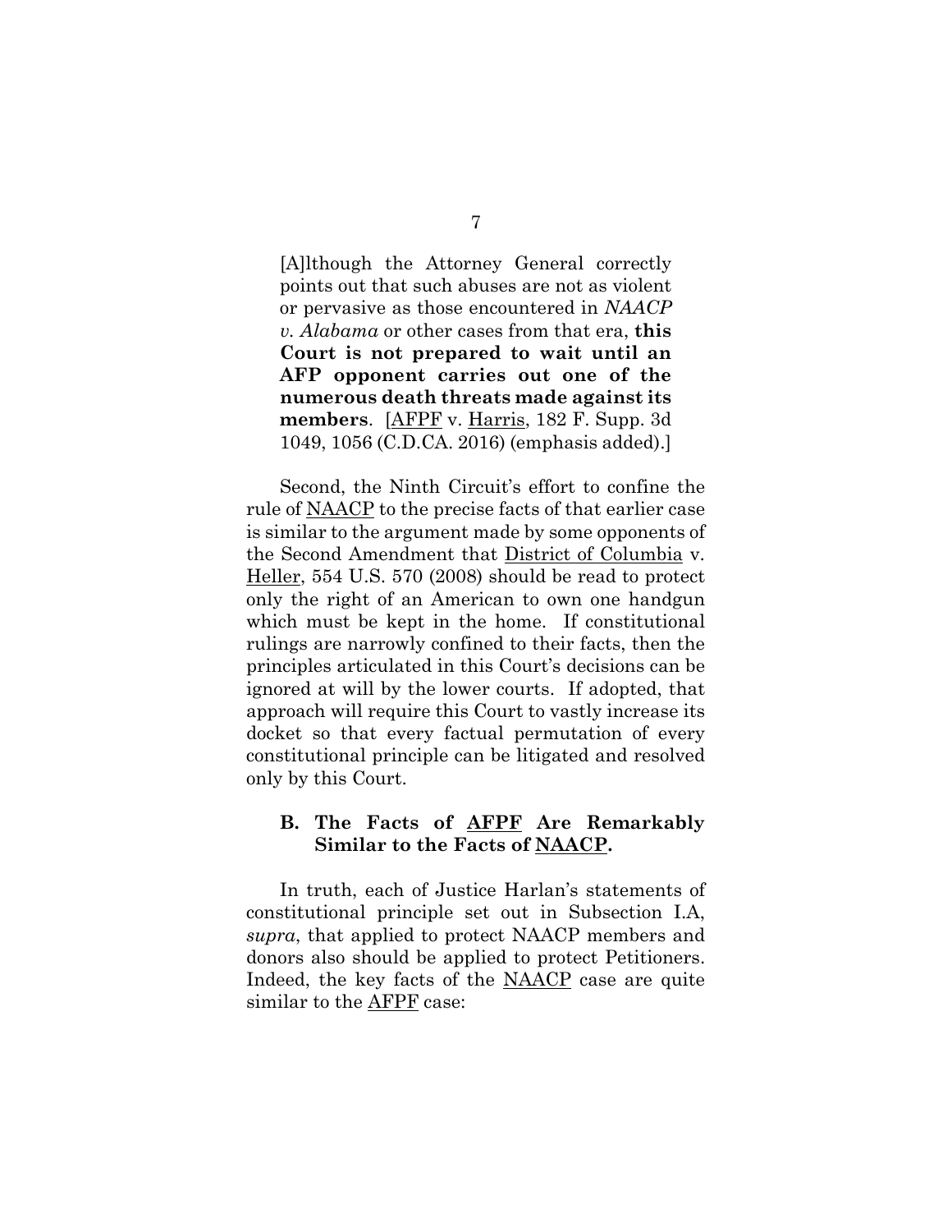> [A]lthough the Attorney General correctly points out that such abuses are not as violent or pervasive as those encountered in *NAACP v. Alabama* or other cases from that era, **this Court is not prepared to wait until an AFP opponent carries out one of the numerous death threats made against its members**. [AFPF v. Harris, 182 F. Supp. 3d 1049, 1056 (C.D.CA. 2016) (emphasis added).]

Second, the Ninth Circuit's effort to confine the rule of NAACP to the precise facts of that earlier case is similar to the argument made by some opponents of the Second Amendment that District of Columbia v. Heller, 554 U.S. 570 (2008) should be read to protect only the right of an American to own one handgun which must be kept in the home. If constitutional rulings are narrowly confined to their facts, then the principles articulated in this Court's decisions can be ignored at will by the lower courts. If adopted, that approach will require this Court to vastly increase its docket so that every factual permutation of every constitutional principle can be litigated and resolved only by this Court.

### B. The Facts of AFPF Are Remarkably Similar to the Facts of NAACP.

In truth, each of Justice Harlan's statements of constitutional principle set out in Subsection I.A, *supra*, that applied to protect NAACP members and donors also should be applied to protect Petitioners. Indeed, the key facts of the NAACP case are quite similar to the AFPF case: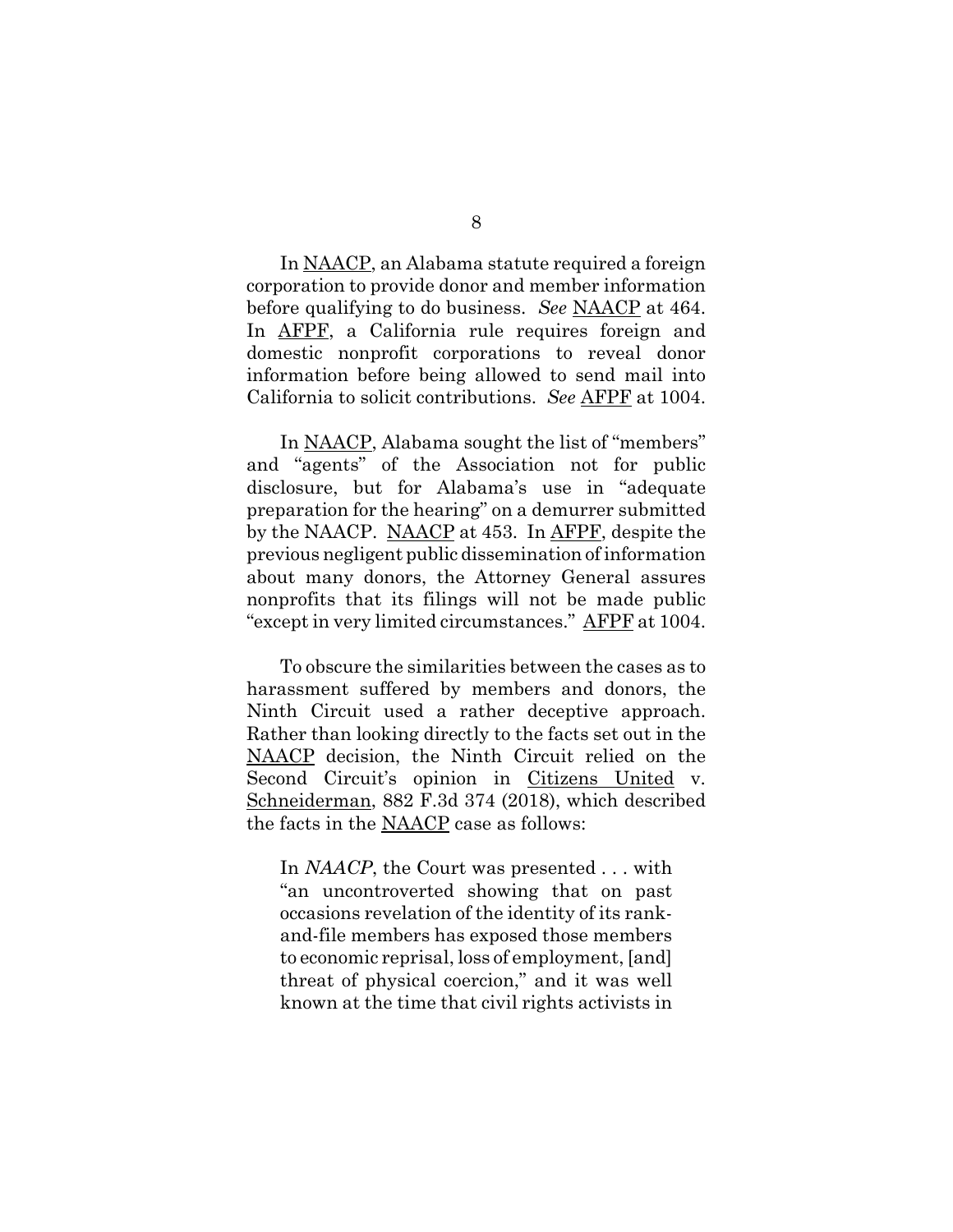In NAACP, an Alabama statute required a foreign corporation to provide donor and member information before qualifying to do business. *See* NAACP at 464. In AFPF, a California rule requires foreign and domestic nonprofit corporations to reveal donor information before being allowed to send mail into California to solicit contributions. *See* AFPF at 1004.

In NAACP, Alabama sought the list of "members" and "agents" of the Association not for public disclosure, but for Alabama's use in "adequate preparation for the hearing" on a demurrer submitted by the NAACP. NAACP at 453. In AFPF, despite the previous negligent public dissemination of information about many donors, the Attorney General assures nonprofits that its filings will not be made public "except in very limited circumstances." AFPF at 1004.

To obscure the similarities between the cases as to harassment suffered by members and donors, the Ninth Circuit used a rather deceptive approach. Rather than looking directly to the facts set out in the NAACP decision, the Ninth Circuit relied on the Second Circuit's opinion in Citizens United v. Schneiderman, 882 F.3d 374 (2018), which described the facts in the NAACP case as follows:

> In *NAACP*, the Court was presented . . . with "an uncontroverted showing that on past occasions revelation of the identity of its rank-and-file members has exposed those members to economic reprisal, loss of employment, [and] threat of physical coercion," and it was well known at the time that civil rights activists in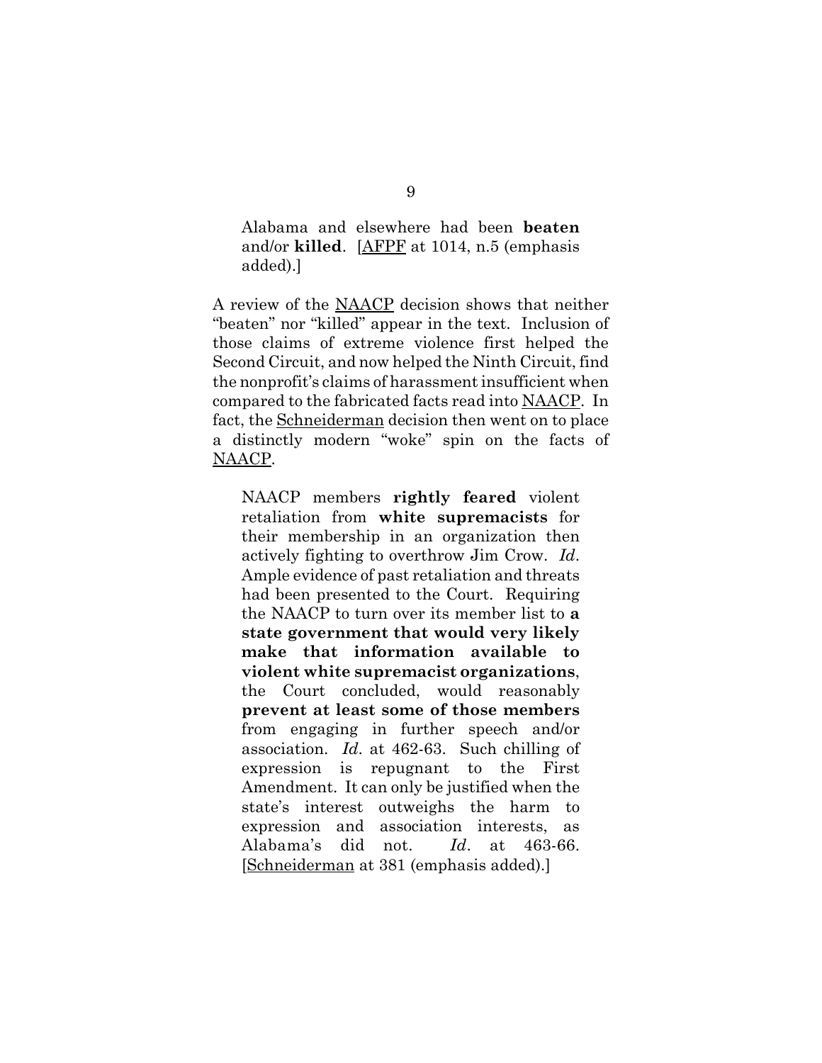> Alabama and elsewhere had been **beaten** and/or **killed**. [AFPF at 1014, n.5 (emphasis added).]

A review of the NAACP decision shows that neither "beaten" nor "killed" appear in the text. Inclusion of those claims of extreme violence first helped the Second Circuit, and now helped the Ninth Circuit, find the nonprofit's claims of harassment insufficient when compared to the fabricated facts read into NAACP. In fact, the Schneiderman decision then went on to place a distinctly modern "woke" spin on the facts of NAACP.

> NAACP members **rightly feared** violent retaliation from **white supremacists** for their membership in an organization then actively fighting to overthrow Jim Crow. *Id*. Ample evidence of past retaliation and threats had been presented to the Court. Requiring the NAACP to turn over its member list to **a state government that would very likely make that information available to violent white supremacist organizations**, the Court concluded, would reasonably **prevent at least some of those members** from engaging in further speech and/or association. *Id*. at 462-63. Such chilling of expression is repugnant to the First Amendment. It can only be justified when the state's interest outweighs the harm to expression and association interests, as Alabama's did not. *Id*. at 463-66. [Schneiderman at 381 (emphasis added).]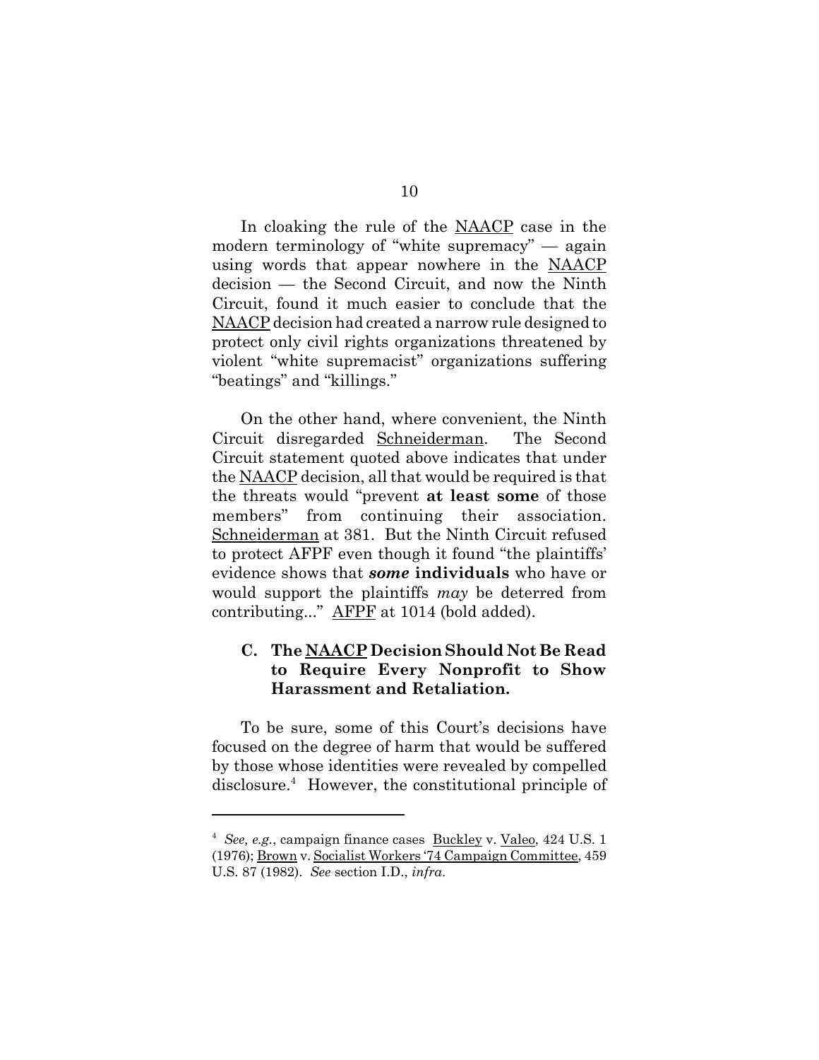In cloaking the rule of the NAACP case in the modern terminology of "white supremacy" — again using words that appear nowhere in the NAACP decision — the Second Circuit, and now the Ninth Circuit, found it much easier to conclude that the NAACP decision had created a narrow rule designed to protect only civil rights organizations threatened by violent "white supremacist" organizations suffering "beatings" and "killings."

On the other hand, where convenient, the Ninth Circuit disregarded Schneiderman. The Second Circuit statement quoted above indicates that under the NAACP decision, all that would be required is that the threats would "prevent **at least some** of those members" from continuing their association. Schneiderman at 381. But the Ninth Circuit refused to protect AFPF even though it found "the plaintiffs' evidence shows that ***some*** **individuals** who have or would support the plaintiffs *may* be deterred from contributing..." AFPF at 1014 (bold added).

### C. The NAACP Decision Should Not Be Read to Require Every Nonprofit to Show Harassment and Retaliation.

To be sure, some of this Court's decisions have focused on the degree of harm that would be suffered by those whose identities were revealed by compelled disclosure.[4] However, the constitutional principle of

[4] *See, e.g.*, campaign finance cases Buckley v. Valeo, 424 U.S. 1 (1976); Brown v. Socialist Workers '74 Campaign Committee, 459 U.S. 87 (1982). *See* section I.D., *infra*.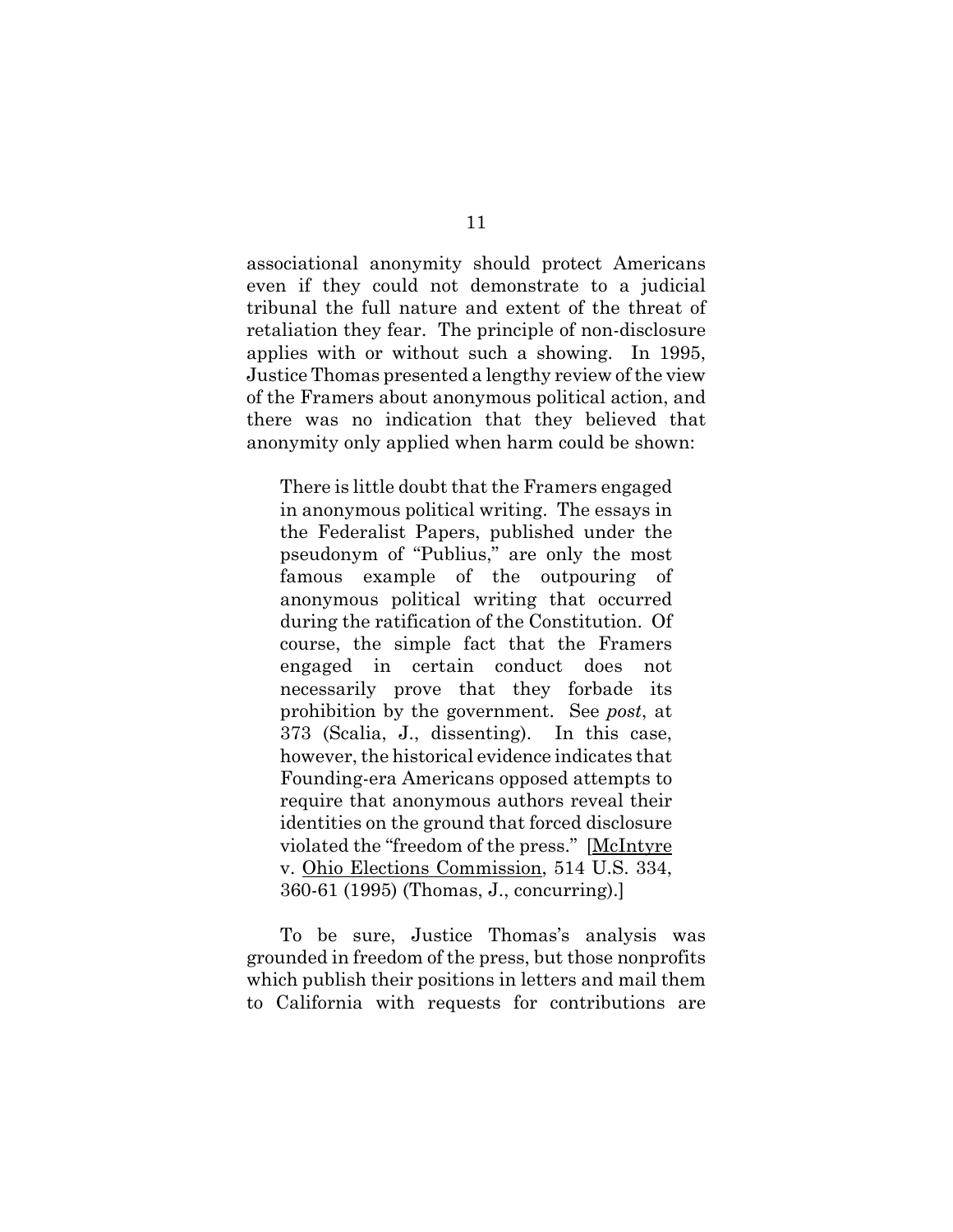associational anonymity should protect Americans even if they could not demonstrate to a judicial tribunal the full nature and extent of the threat of retaliation they fear. The principle of non-disclosure applies with or without such a showing. In 1995, Justice Thomas presented a lengthy review of the view of the Framers about anonymous political action, and there was no indication that they believed that anonymity only applied when harm could be shown:

> There is little doubt that the Framers engaged in anonymous political writing. The essays in the Federalist Papers, published under the pseudonym of "Publius," are only the most famous example of the outpouring of anonymous political writing that occurred during the ratification of the Constitution. Of course, the simple fact that the Framers engaged in certain conduct does not necessarily prove that they forbade its prohibition by the government. See *post*, at 373 (Scalia, J., dissenting). In this case, however, the historical evidence indicates that Founding-era Americans opposed attempts to require that anonymous authors reveal their identities on the ground that forced disclosure violated the "freedom of the press." [McIntyre v. Ohio Elections Commission, 514 U.S. 334, 360-61 (1995) (Thomas, J., concurring).]

To be sure, Justice Thomas's analysis was grounded in freedom of the press, but those nonprofits which publish their positions in letters and mail them to California with requests for contributions are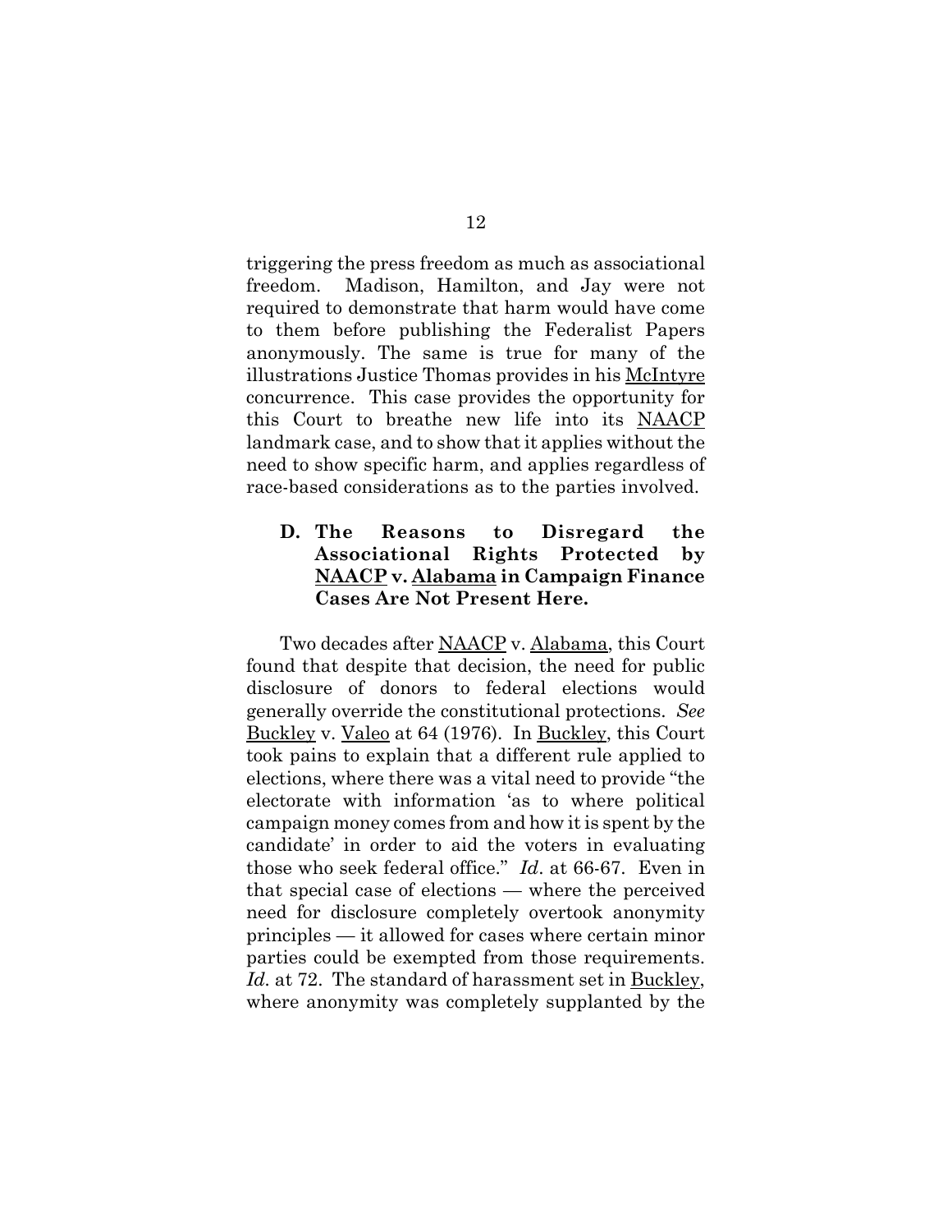triggering the press freedom as much as associational freedom. Madison, Hamilton, and Jay were not required to demonstrate that harm would have come to them before publishing the Federalist Papers anonymously. The same is true for many of the illustrations Justice Thomas provides in his McIntyre concurrence. This case provides the opportunity for this Court to breathe new life into its NAACP landmark case, and to show that it applies without the need to show specific harm, and applies regardless of race-based considerations as to the parties involved.

### D. The Reasons to Disregard the Associational Rights Protected by NAACP v. Alabama in Campaign Finance Cases Are Not Present Here.

Two decades after NAACP v. Alabama, this Court found that despite that decision, the need for public disclosure of donors to federal elections would generally override the constitutional protections. *See* Buckley v. Valeo at 64 (1976). In Buckley, this Court took pains to explain that a different rule applied to elections, where there was a vital need to provide "the electorate with information 'as to where political campaign money comes from and how it is spent by the candidate' in order to aid the voters in evaluating those who seek federal office." *Id*. at 66-67. Even in that special case of elections — where the perceived need for disclosure completely overtook anonymity principles — it allowed for cases where certain minor parties could be exempted from those requirements. *Id.* at 72. The standard of harassment set in Buckley, where anonymity was completely supplanted by the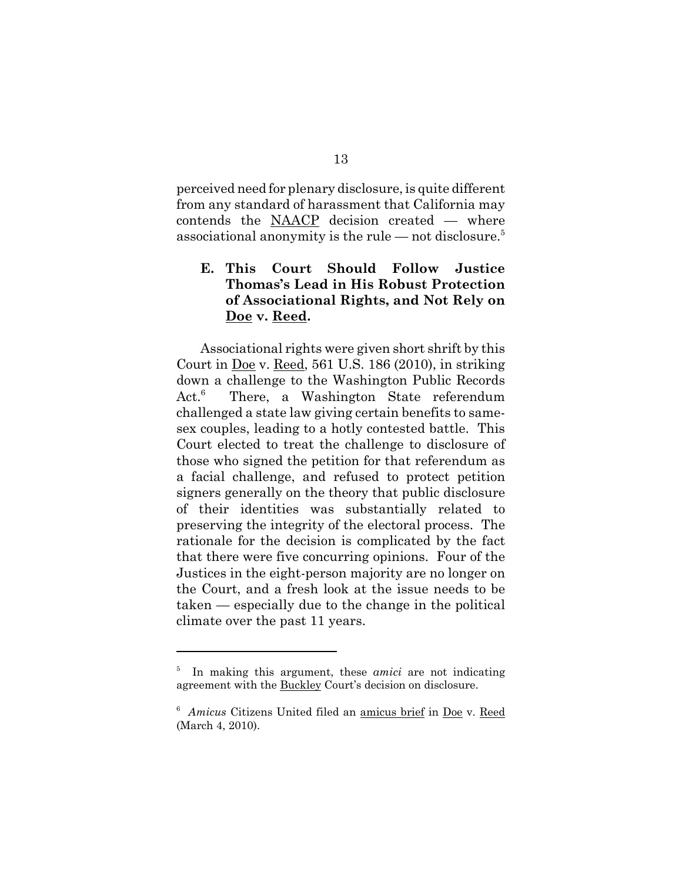perceived need for plenary disclosure, is quite different from any standard of harassment that California may contends the NAACP decision created — where associational anonymity is the rule — not disclosure.[5]

### E. This Court Should Follow Justice Thomas's Lead in His Robust Protection of Associational Rights, and Not Rely on Doe v. Reed.

Associational rights were given short shrift by this Court in Doe v. Reed, 561 U.S. 186 (2010), in striking down a challenge to the Washington Public Records Act.[6] There, a Washington State referendum challenged a state law giving certain benefits to same-sex couples, leading to a hotly contested battle. This Court elected to treat the challenge to disclosure of those who signed the petition for that referendum as a facial challenge, and refused to protect petition signers generally on the theory that public disclosure of their identities was substantially related to preserving the integrity of the electoral process. The rationale for the decision is complicated by the fact that there were five concurring opinions. Four of the Justices in the eight-person majority are no longer on the Court, and a fresh look at the issue needs to be taken — especially due to the change in the political climate over the past 11 years.

---

[5] In making this argument, these *amici* are not indicating agreement with the Buckley Court's decision on disclosure.

[6] *Amicus* Citizens United filed an amicus brief in Doe v. Reed (March 4, 2010).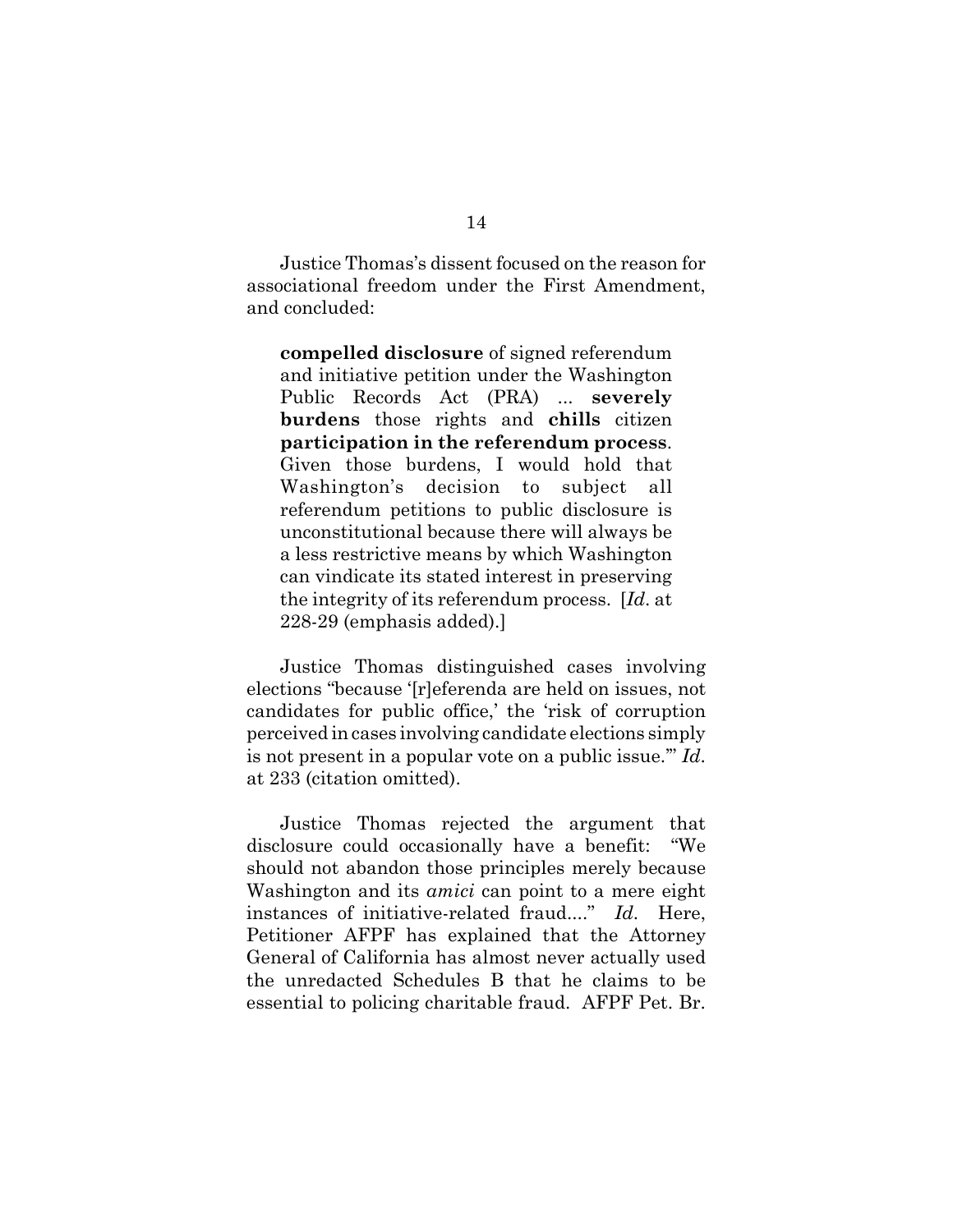Justice Thomas's dissent focused on the reason for associational freedom under the First Amendment, and concluded:

> **compelled disclosure** of signed referendum and initiative petition under the Washington Public Records Act (PRA) ... **severely burdens** those rights and **chills** citizen **participation in the referendum process**. Given those burdens, I would hold that Washington's decision to subject all referendum petitions to public disclosure is unconstitutional because there will always be a less restrictive means by which Washington can vindicate its stated interest in preserving the integrity of its referendum process. [*Id.* at 228-29 (emphasis added).]

Justice Thomas distinguished cases involving elections "because '[r]eferenda are held on issues, not candidates for public office,' the 'risk of corruption perceived in cases involving candidate elections simply is not present in a popular vote on a public issue.'" *Id.* at 233 (citation omitted).

Justice Thomas rejected the argument that disclosure could occasionally have a benefit: "We should not abandon those principles merely because Washington and its *amici* can point to a mere eight instances of initiative-related fraud...." *Id.* Here, Petitioner AFPF has explained that the Attorney General of California has almost never actually used the unredacted Schedules B that he claims to be essential to policing charitable fraud. AFPF Pet. Br.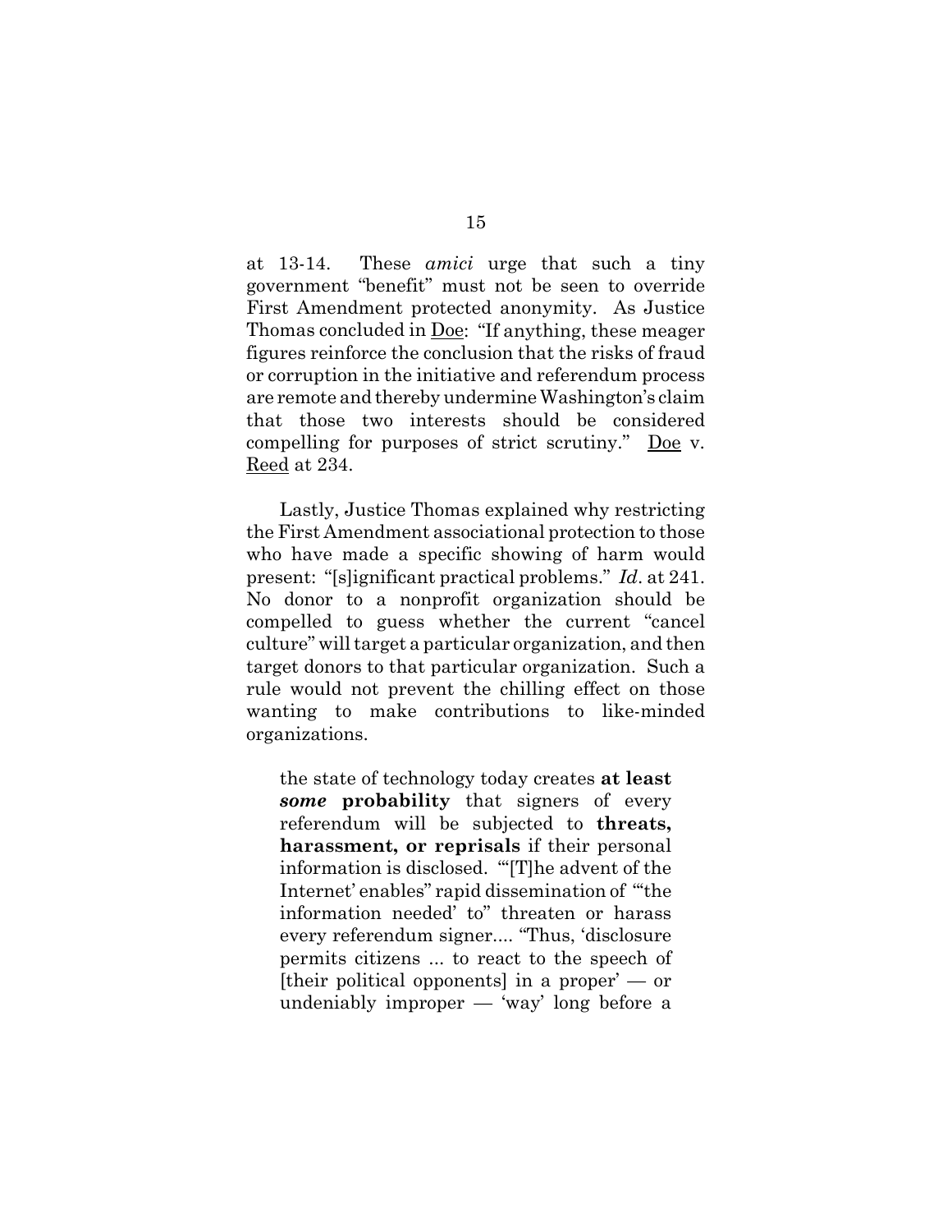at 13-14. These *amici* urge that such a tiny government "benefit" must not be seen to override First Amendment protected anonymity. As Justice Thomas concluded in Doe: "If anything, these meager figures reinforce the conclusion that the risks of fraud or corruption in the initiative and referendum process are remote and thereby undermine Washington's claim that those two interests should be considered compelling for purposes of strict scrutiny." Doe v. Reed at 234.

Lastly, Justice Thomas explained why restricting the First Amendment associational protection to those who have made a specific showing of harm would present: "[s]ignificant practical problems." *Id*. at 241. No donor to a nonprofit organization should be compelled to guess whether the current "cancel culture" will target a particular organization, and then target donors to that particular organization. Such a rule would not prevent the chilling effect on those wanting to make contributions to like-minded organizations.

> the state of technology today creates **at least *some* probability** that signers of every referendum will be subjected to **threats, harassment, or reprisals** if their personal information is disclosed. "'[T]he advent of the Internet' enables" rapid dissemination of "'the information needed' to" threaten or harass every referendum signer.... "Thus, 'disclosure permits citizens ... to react to the speech of [their political opponents] in a proper' — or undeniably improper — 'way' long before a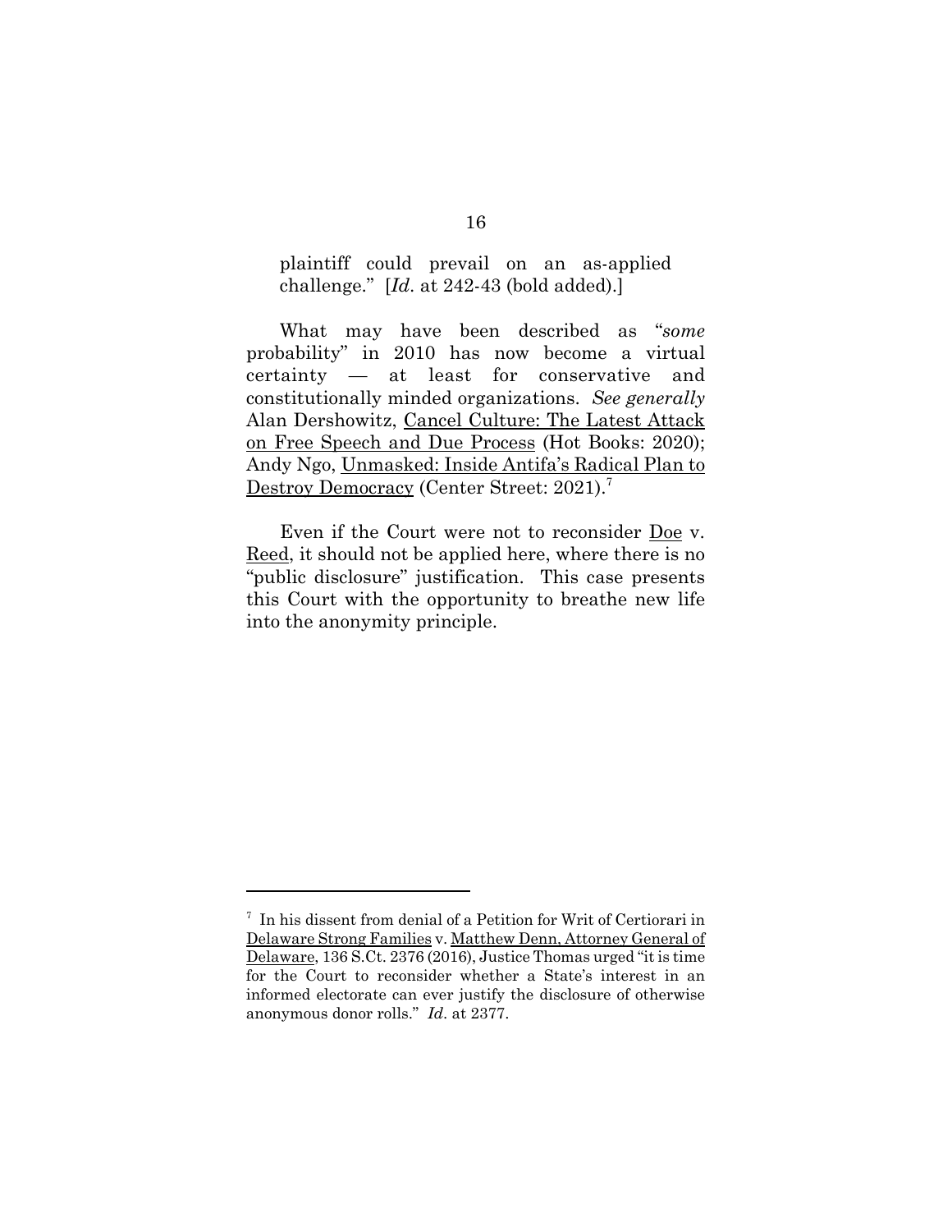plaintiff could prevail on an as-applied challenge." [*Id.* at 242-43 (bold added).]

What may have been described as "*some* probability" in 2010 has now become a virtual certainty — at least for conservative and constitutionally minded organizations. *See generally* Alan Dershowitz, Cancel Culture: The Latest Attack on Free Speech and Due Process (Hot Books: 2020); Andy Ngo, Unmasked: Inside Antifa's Radical Plan to Destroy Democracy (Center Street: 2021).[7]

Even if the Court were not to reconsider Doe v. Reed, it should not be applied here, where there is no "public disclosure" justification. This case presents this Court with the opportunity to breathe new life into the anonymity principle.

---

[7] In his dissent from denial of a Petition for Writ of Certiorari in Delaware Strong Families v. Matthew Denn, Attorney General of Delaware, 136 S.Ct. 2376 (2016), Justice Thomas urged "it is time for the Court to reconsider whether a State's interest in an informed electorate can ever justify the disclosure of otherwise anonymous donor rolls." *Id.* at 2377.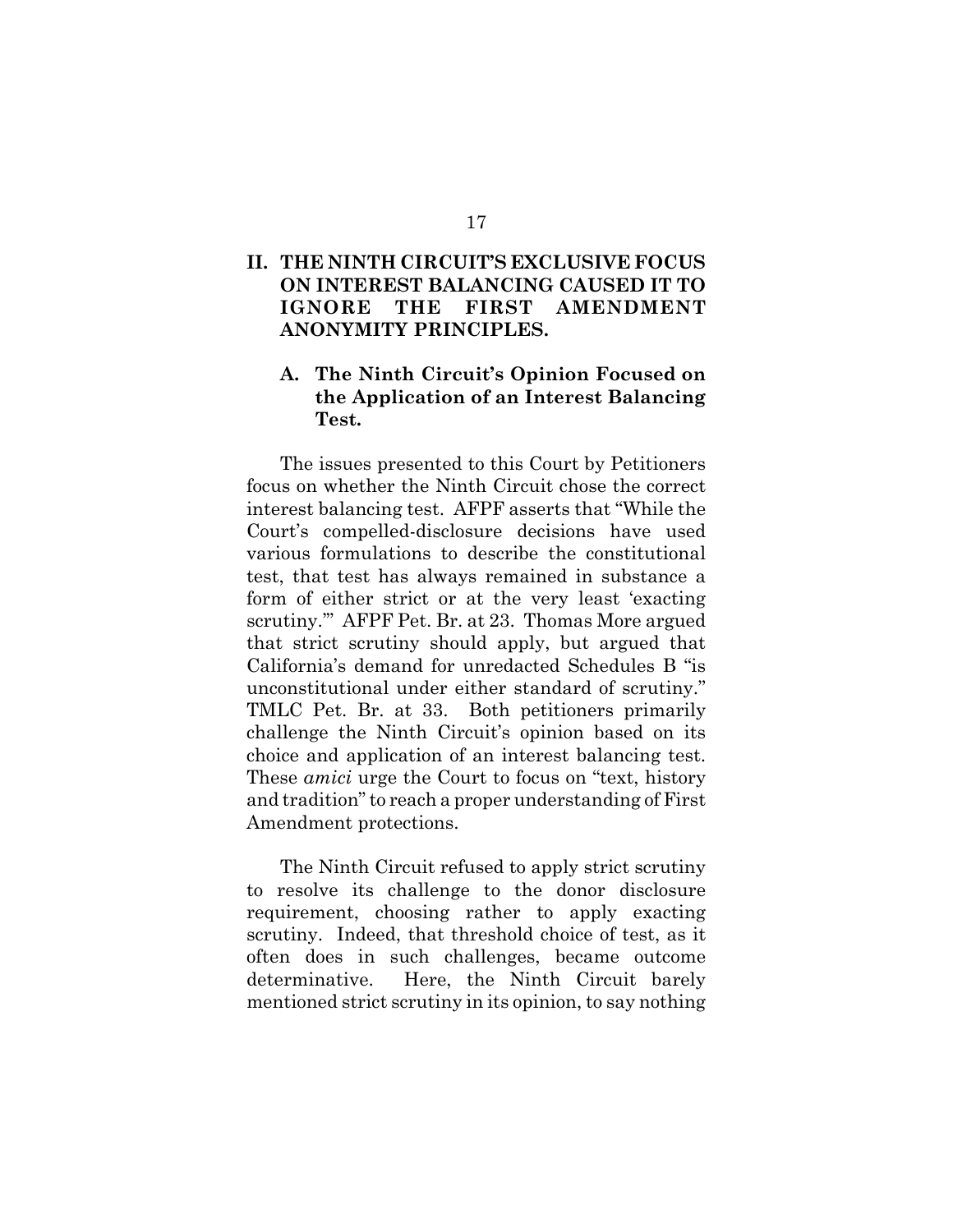## II. THE NINTH CIRCUIT'S EXCLUSIVE FOCUS ON INTEREST BALANCING CAUSED IT TO IGNORE THE FIRST AMENDMENT ANONYMITY PRINCIPLES.

### A. The Ninth Circuit's Opinion Focused on the Application of an Interest Balancing Test.

The issues presented to this Court by Petitioners focus on whether the Ninth Circuit chose the correct interest balancing test. AFPF asserts that "While the Court's compelled-disclosure decisions have used various formulations to describe the constitutional test, that test has always remained in substance a form of either strict or at the very least 'exacting scrutiny.'" AFPF Pet. Br. at 23. Thomas More argued that strict scrutiny should apply, but argued that California's demand for unredacted Schedules B "is unconstitutional under either standard of scrutiny." TMLC Pet. Br. at 33. Both petitioners primarily challenge the Ninth Circuit's opinion based on its choice and application of an interest balancing test. These *amici* urge the Court to focus on "text, history and tradition" to reach a proper understanding of First Amendment protections.

The Ninth Circuit refused to apply strict scrutiny to resolve its challenge to the donor disclosure requirement, choosing rather to apply exacting scrutiny. Indeed, that threshold choice of test, as it often does in such challenges, became outcome determinative. Here, the Ninth Circuit barely mentioned strict scrutiny in its opinion, to say nothing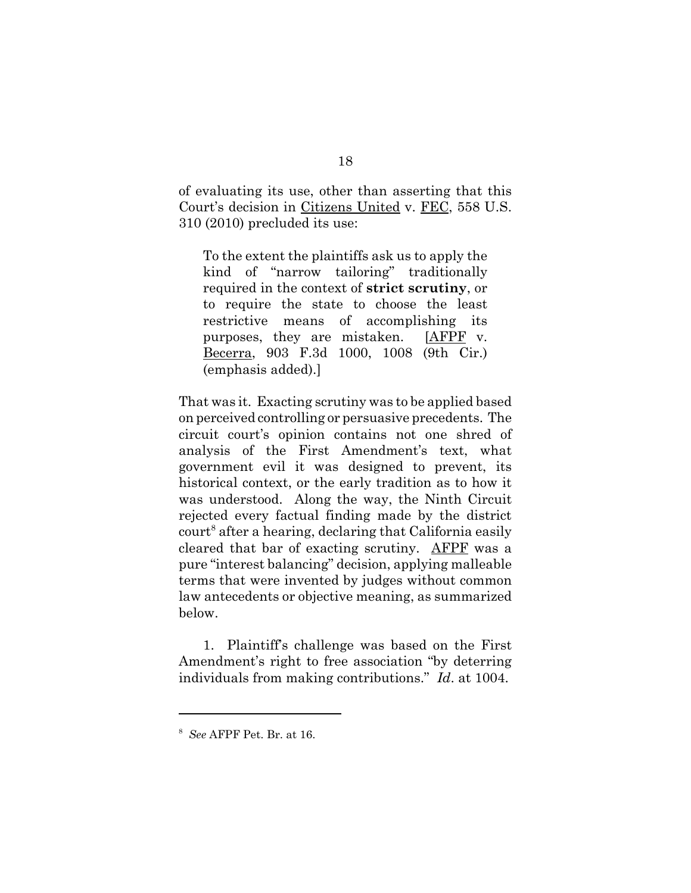of evaluating its use, other than asserting that this Court's decision in Citizens United v. FEC, 558 U.S. 310 (2010) precluded its use:

> To the extent the plaintiffs ask us to apply the kind of "narrow tailoring" traditionally required in the context of **strict scrutiny**, or to require the state to choose the least restrictive means of accomplishing its purposes, they are mistaken. [AFPF v. Becerra, 903 F.3d 1000, 1008 (9th Cir.) (emphasis added).]

That was it. Exacting scrutiny was to be applied based on perceived controlling or persuasive precedents. The circuit court's opinion contains not one shred of analysis of the First Amendment's text, what government evil it was designed to prevent, its historical context, or the early tradition as to how it was understood. Along the way, the Ninth Circuit rejected every factual finding made by the district court[8] after a hearing, declaring that California easily cleared that bar of exacting scrutiny. AFPF was a pure "interest balancing" decision, applying malleable terms that were invented by judges without common law antecedents or objective meaning, as summarized below.

1. Plaintiff's challenge was based on the First Amendment's right to free association "by deterring individuals from making contributions." *Id*. at 1004.

---

[8] *See* AFPF Pet. Br. at 16.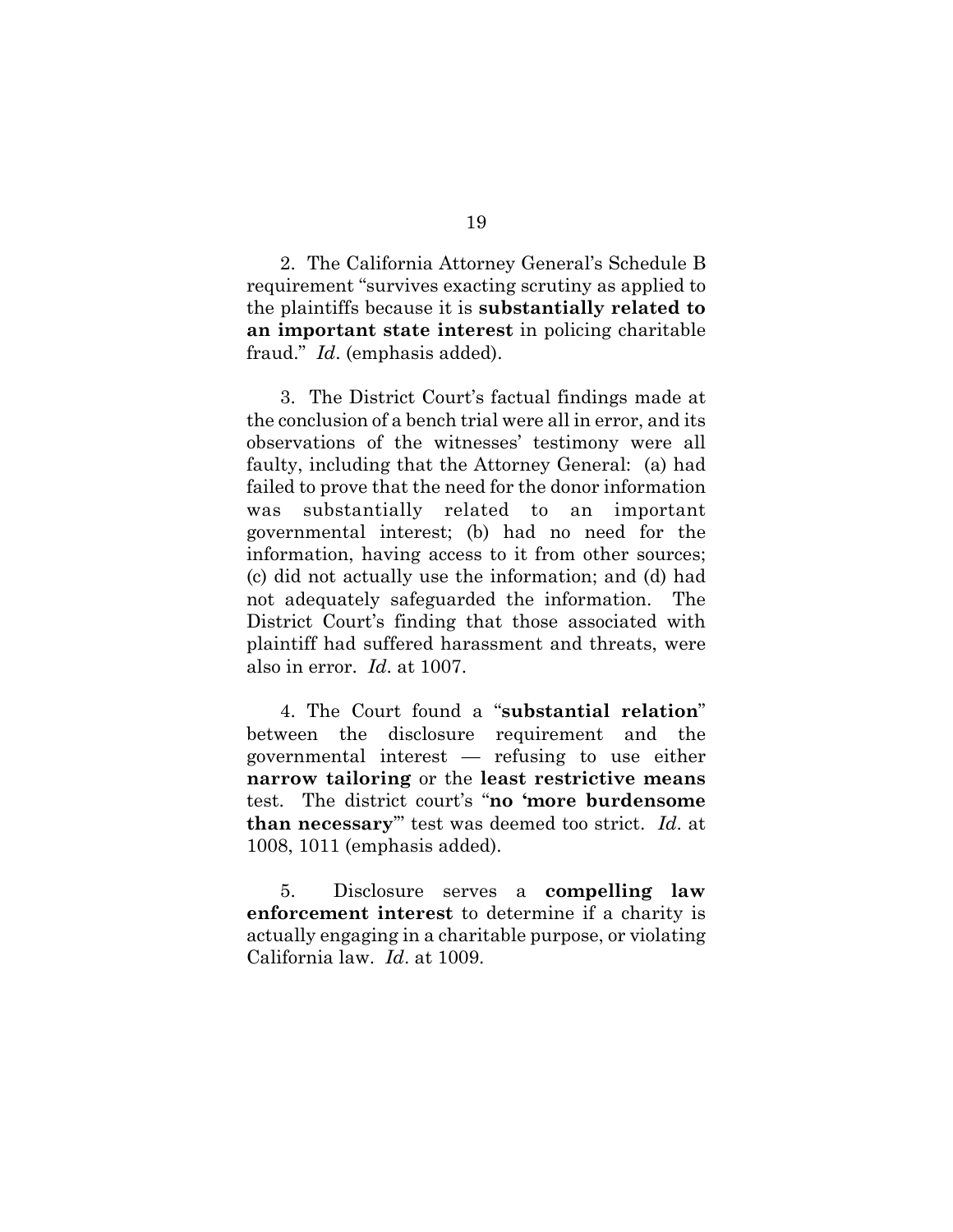2. The California Attorney General's Schedule B requirement "survives exacting scrutiny as applied to the plaintiffs because it is **substantially related to an important state interest** in policing charitable fraud." *Id*. (emphasis added).

3. The District Court's factual findings made at the conclusion of a bench trial were all in error, and its observations of the witnesses' testimony were all faulty, including that the Attorney General: (a) had failed to prove that the need for the donor information was substantially related to an important governmental interest; (b) had no need for the information, having access to it from other sources; (c) did not actually use the information; and (d) had not adequately safeguarded the information. The District Court's finding that those associated with plaintiff had suffered harassment and threats, were also in error. *Id*. at 1007.

4. The Court found a "**substantial relation**" between the disclosure requirement and the governmental interest — refusing to use either **narrow tailoring** or the **least restrictive means** test. The district court's "**no 'more burdensome than necessary**'" test was deemed too strict. *Id*. at 1008, 1011 (emphasis added).

5. Disclosure serves a **compelling law enforcement interest** to determine if a charity is actually engaging in a charitable purpose, or violating California law. *Id*. at 1009.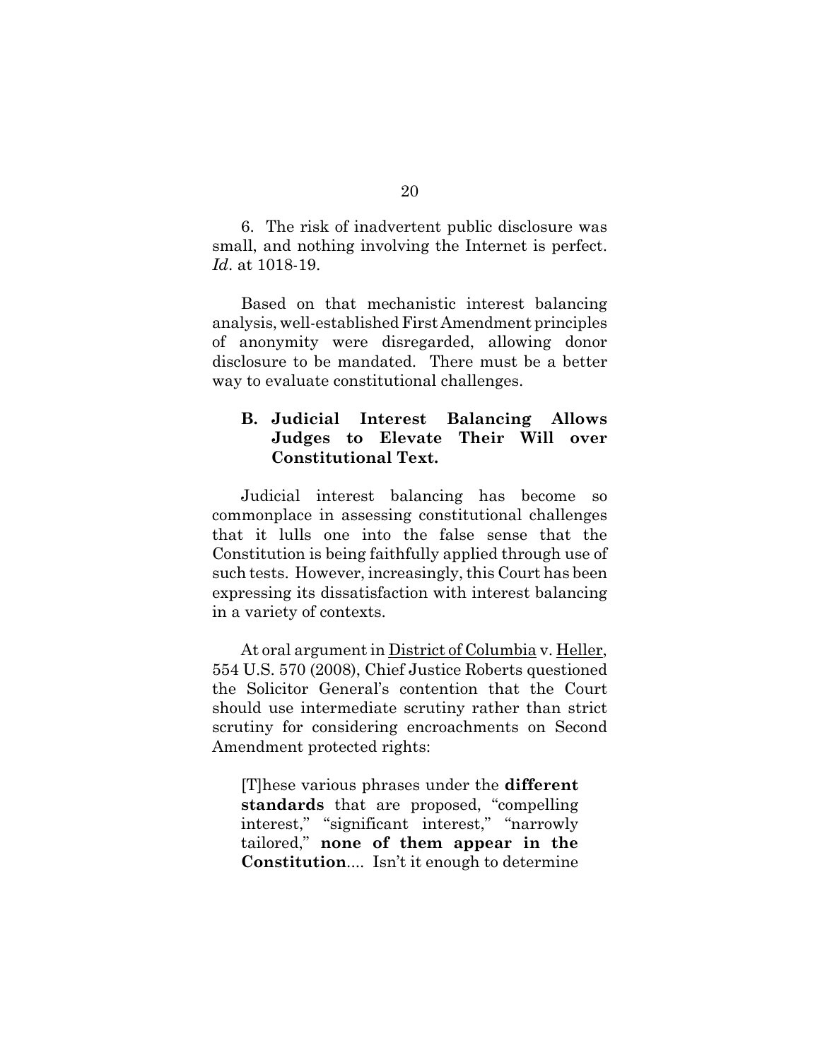6. The risk of inadvertent public disclosure was small, and nothing involving the Internet is perfect. *Id*. at 1018-19.

Based on that mechanistic interest balancing analysis, well-established First Amendment principles of anonymity were disregarded, allowing donor disclosure to be mandated. There must be a better way to evaluate constitutional challenges.

### B. Judicial Interest Balancing Allows Judges to Elevate Their Will over Constitutional Text.

Judicial interest balancing has become so commonplace in assessing constitutional challenges that it lulls one into the false sense that the Constitution is being faithfully applied through use of such tests. However, increasingly, this Court has been expressing its dissatisfaction with interest balancing in a variety of contexts.

At oral argument in District of Columbia v. Heller, 554 U.S. 570 (2008), Chief Justice Roberts questioned the Solicitor General's contention that the Court should use intermediate scrutiny rather than strict scrutiny for considering encroachments on Second Amendment protected rights:

> [T]hese various phrases under the **different standards** that are proposed, "compelling interest," "significant interest," "narrowly tailored," **none of them appear in the Constitution**.... Isn't it enough to determine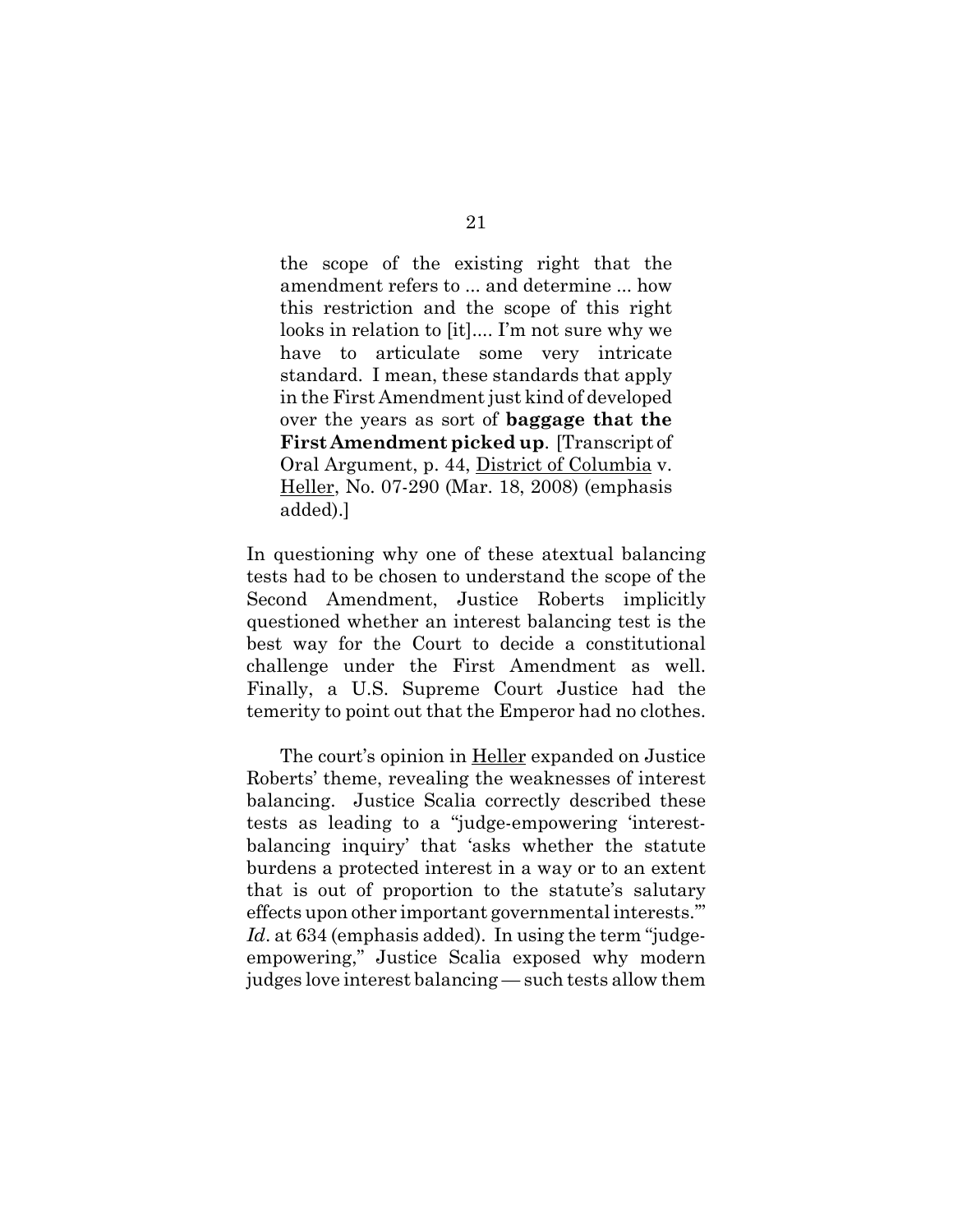> the scope of the existing right that the amendment refers to ... and determine ... how this restriction and the scope of this right looks in relation to [it].... I'm not sure why we have to articulate some very intricate standard. I mean, these standards that apply in the First Amendment just kind of developed over the years as sort of **baggage that the First Amendment picked up**. [Transcript of Oral Argument, p. 44, District of Columbia v. Heller, No. 07-290 (Mar. 18, 2008) (emphasis added).]

In questioning why one of these atextual balancing tests had to be chosen to understand the scope of the Second Amendment, Justice Roberts implicitly questioned whether an interest balancing test is the best way for the Court to decide a constitutional challenge under the First Amendment as well. Finally, a U.S. Supreme Court Justice had the temerity to point out that the Emperor had no clothes.

The court's opinion in Heller expanded on Justice Roberts' theme, revealing the weaknesses of interest balancing. Justice Scalia correctly described these tests as leading to a "judge-empowering 'interest-balancing inquiry' that 'asks whether the statute burdens a protected interest in a way or to an extent that is out of proportion to the statute's salutary effects upon other important governmental interests.'" *Id.* at 634 (emphasis added). In using the term "judge-empowering," Justice Scalia exposed why modern judges love interest balancing — such tests allow them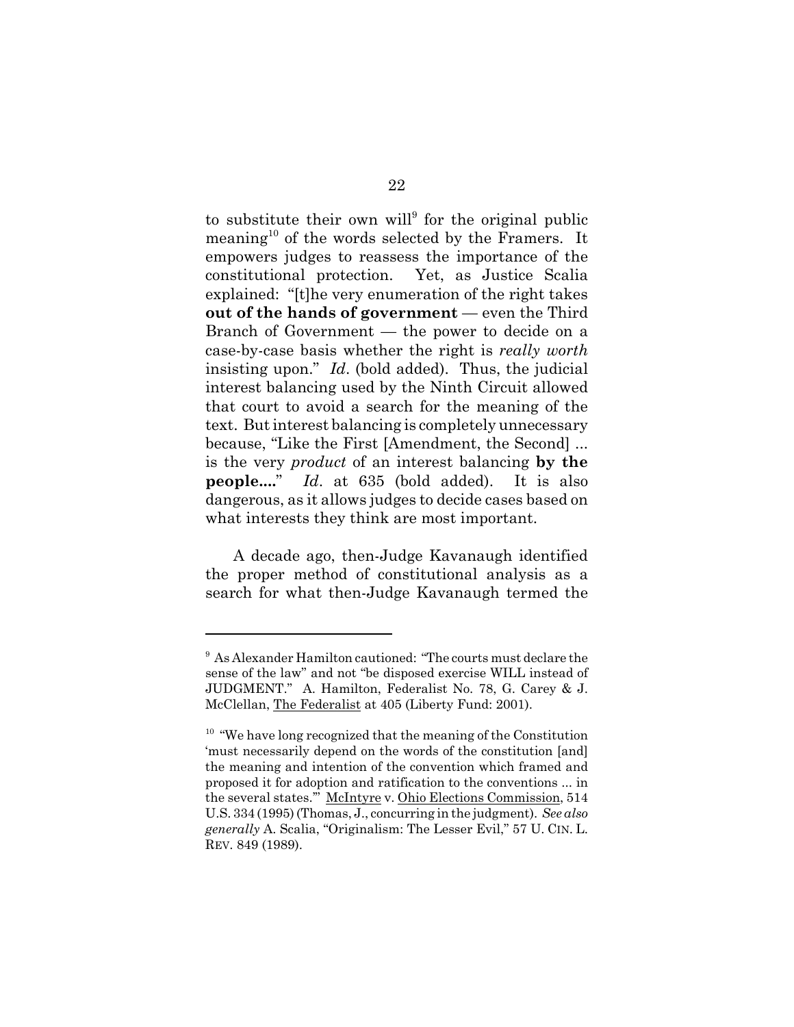to substitute their own will[9] for the original public meaning[10] of the words selected by the Framers. It empowers judges to reassess the importance of the constitutional protection. Yet, as Justice Scalia explained: "[t]he very enumeration of the right takes **out of the hands of government** — even the Third Branch of Government — the power to decide on a case-by-case basis whether the right is *really worth* insisting upon." *Id*. (bold added). Thus, the judicial interest balancing used by the Ninth Circuit allowed that court to avoid a search for the meaning of the text. But interest balancing is completely unnecessary because, "Like the First [Amendment, the Second] ... is the very *product* of an interest balancing **by the people....**" *Id*. at 635 (bold added). It is also dangerous, as it allows judges to decide cases based on what interests they think are most important.

A decade ago, then-Judge Kavanaugh identified the proper method of constitutional analysis as a search for what then-Judge Kavanaugh termed the

---

[9] As Alexander Hamilton cautioned: "The courts must declare the sense of the law" and not "be disposed exercise WILL instead of JUDGMENT." A. Hamilton, Federalist No. 78, G. Carey & J. McClellan, The Federalist at 405 (Liberty Fund: 2001).

[10] "We have long recognized that the meaning of the Constitution 'must necessarily depend on the words of the constitution [and] the meaning and intention of the convention which framed and proposed it for adoption and ratification to the conventions ... in the several states.'" McIntyre v. Ohio Elections Commission, 514 U.S. 334 (1995) (Thomas, J., concurring in the judgment). *See also generally* A. Scalia, "Originalism: The Lesser Evil," 57 U. CIN. L. REV. 849 (1989).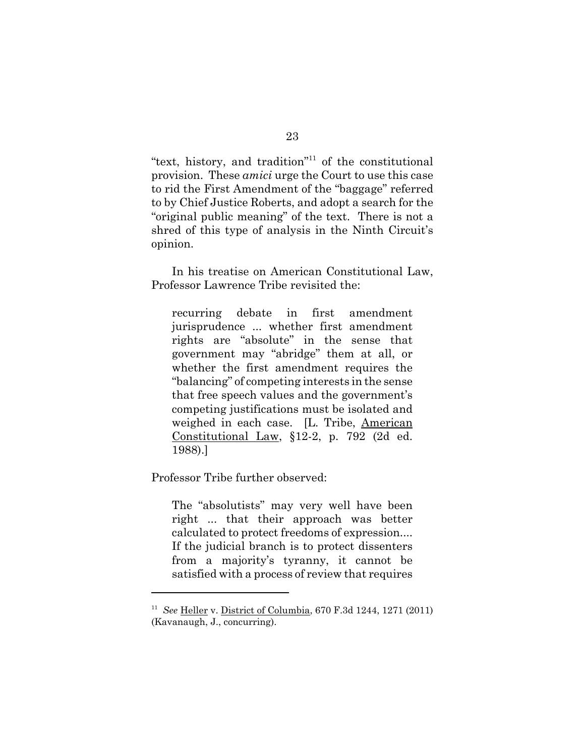"text, history, and tradition"[11] of the constitutional provision. These *amici* urge the Court to use this case to rid the First Amendment of the "baggage" referred to by Chief Justice Roberts, and adopt a search for the "original public meaning" of the text. There is not a shred of this type of analysis in the Ninth Circuit's opinion.

In his treatise on American Constitutional Law, Professor Lawrence Tribe revisited the:

> recurring debate in first amendment jurisprudence ... whether first amendment rights are "absolute" in the sense that government may "abridge" them at all, or whether the first amendment requires the "balancing" of competing interests in the sense that free speech values and the government's competing justifications must be isolated and weighed in each case. [L. Tribe, American Constitutional Law, §12-2, p. 792 (2d ed. 1988).]

Professor Tribe further observed:

> The "absolutists" may very well have been right ... that their approach was better calculated to protect freedoms of expression.... If the judicial branch is to protect dissenters from a majority's tyranny, it cannot be satisfied with a process of review that requires

---

[11] *See* Heller v. District of Columbia, 670 F.3d 1244, 1271 (2011) (Kavanaugh, J., concurring).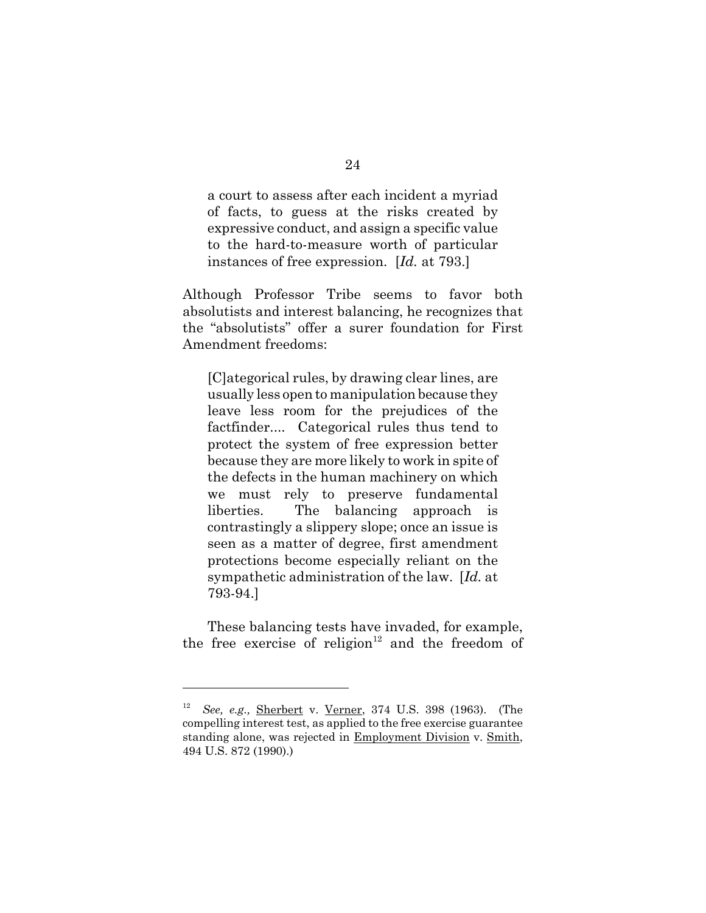> a court to assess after each incident a myriad of facts, to guess at the risks created by expressive conduct, and assign a specific value to the hard-to-measure worth of particular instances of free expression. [*Id.* at 793.]

Although Professor Tribe seems to favor both absolutists and interest balancing, he recognizes that the "absolutists" offer a surer foundation for First Amendment freedoms:

> [C]ategorical rules, by drawing clear lines, are usually less open to manipulation because they leave less room for the prejudices of the factfinder.... Categorical rules thus tend to protect the system of free expression better because they are more likely to work in spite of the defects in the human machinery on which we must rely to preserve fundamental liberties. The balancing approach is contrastingly a slippery slope; once an issue is seen as a matter of degree, first amendment protections become especially reliant on the sympathetic administration of the law. [*Id.* at 793-94.]

These balancing tests have invaded, for example, the free exercise of religion[12] and the freedom of

---

[12] *See, e.g.,* Sherbert v. Verner, 374 U.S. 398 (1963). (The compelling interest test, as applied to the free exercise guarantee standing alone, was rejected in Employment Division v. Smith, 494 U.S. 872 (1990).)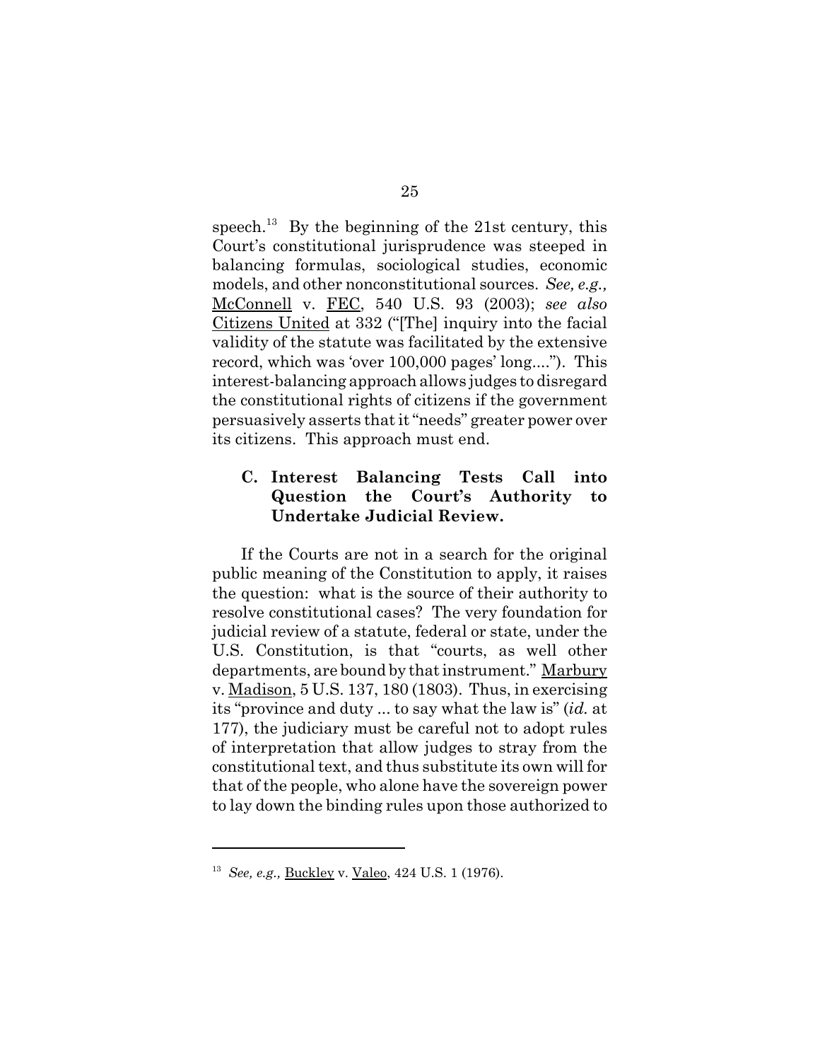speech.[13] By the beginning of the 21st century, this Court's constitutional jurisprudence was steeped in balancing formulas, sociological studies, economic models, and other nonconstitutional sources. *See, e.g.,* McConnell v. FEC, 540 U.S. 93 (2003); *see also* Citizens United at 332 ("[The] inquiry into the facial validity of the statute was facilitated by the extensive record, which was 'over 100,000 pages' long...."). This interest-balancing approach allows judges to disregard the constitutional rights of citizens if the government persuasively asserts that it "needs" greater power over its citizens. This approach must end.

### C. Interest Balancing Tests Call into Question the Court's Authority to Undertake Judicial Review.

If the Courts are not in a search for the original public meaning of the Constitution to apply, it raises the question: what is the source of their authority to resolve constitutional cases? The very foundation for judicial review of a statute, federal or state, under the U.S. Constitution, is that "courts, as well other departments, are bound by that instrument." Marbury v. Madison, 5 U.S. 137, 180 (1803). Thus, in exercising its "province and duty ... to say what the law is" (*id.* at 177), the judiciary must be careful not to adopt rules of interpretation that allow judges to stray from the constitutional text, and thus substitute its own will for that of the people, who alone have the sovereign power to lay down the binding rules upon those authorized to

---

[13] *See, e.g.,* Buckley v. Valeo, 424 U.S. 1 (1976).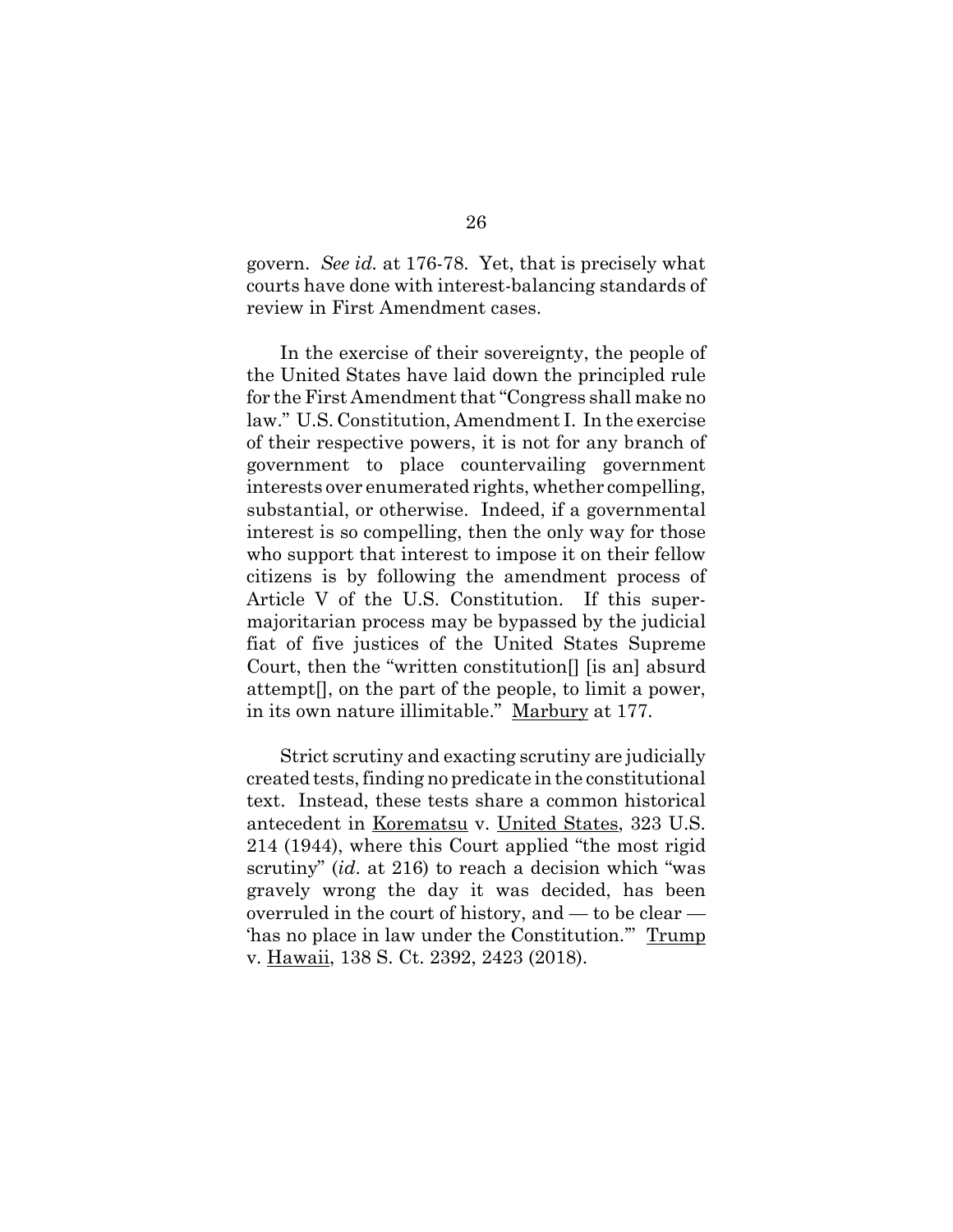govern. *See id.* at 176-78. Yet, that is precisely what courts have done with interest-balancing standards of review in First Amendment cases.

In the exercise of their sovereignty, the people of the United States have laid down the principled rule for the First Amendment that "Congress shall make no law." U.S. Constitution, Amendment I. In the exercise of their respective powers, it is not for any branch of government to place countervailing government interests over enumerated rights, whether compelling, substantial, or otherwise. Indeed, if a governmental interest is so compelling, then the only way for those who support that interest to impose it on their fellow citizens is by following the amendment process of Article V of the U.S. Constitution. If this super-majoritarian process may be bypassed by the judicial fiat of five justices of the United States Supreme Court, then the "written constitution[] [is an] absurd attempt[], on the part of the people, to limit a power, in its own nature illimitable." Marbury at 177.

Strict scrutiny and exacting scrutiny are judicially created tests, finding no predicate in the constitutional text. Instead, these tests share a common historical antecedent in Korematsu v. United States, 323 U.S. 214 (1944), where this Court applied "the most rigid scrutiny" (*id.* at 216) to reach a decision which "was gravely wrong the day it was decided, has been overruled in the court of history, and — to be clear — 'has no place in law under the Constitution.'" Trump v. Hawaii, 138 S. Ct. 2392, 2423 (2018).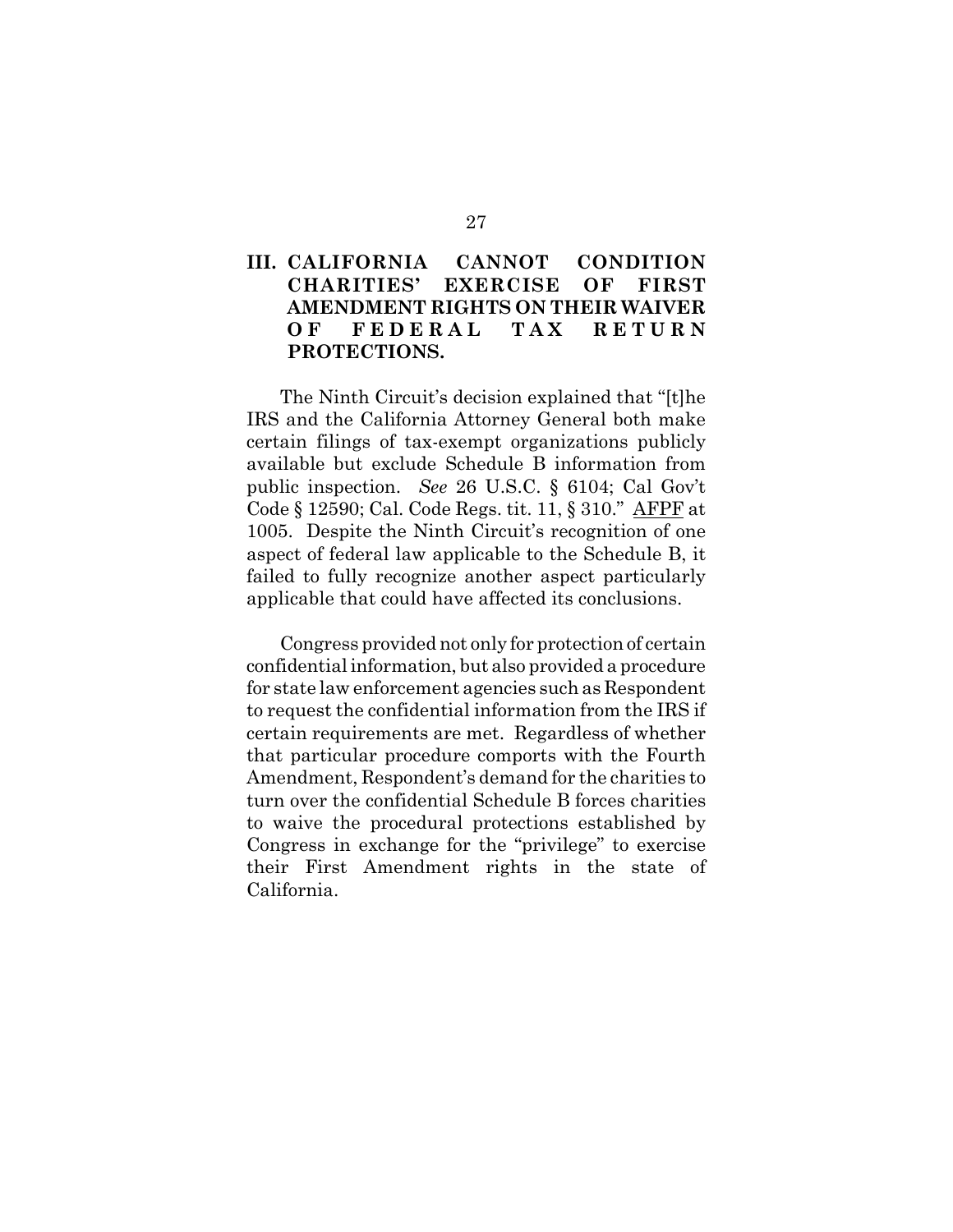## III. CALIFORNIA CANNOT CONDITION CHARITIES' EXERCISE OF FIRST AMENDMENT RIGHTS ON THEIR WAIVER OF FEDERAL TAX RETURN PROTECTIONS.

The Ninth Circuit's decision explained that "[t]he IRS and the California Attorney General both make certain filings of tax-exempt organizations publicly available but exclude Schedule B information from public inspection. *See* 26 U.S.C. § 6104; Cal Gov't Code § 12590; Cal. Code Regs. tit. 11, § 310." AFPF at 1005. Despite the Ninth Circuit's recognition of one aspect of federal law applicable to the Schedule B, it failed to fully recognize another aspect particularly applicable that could have affected its conclusions.

Congress provided not only for protection of certain confidential information, but also provided a procedure for state law enforcement agencies such as Respondent to request the confidential information from the IRS if certain requirements are met. Regardless of whether that particular procedure comports with the Fourth Amendment, Respondent's demand for the charities to turn over the confidential Schedule B forces charities to waive the procedural protections established by Congress in exchange for the "privilege" to exercise their First Amendment rights in the state of California.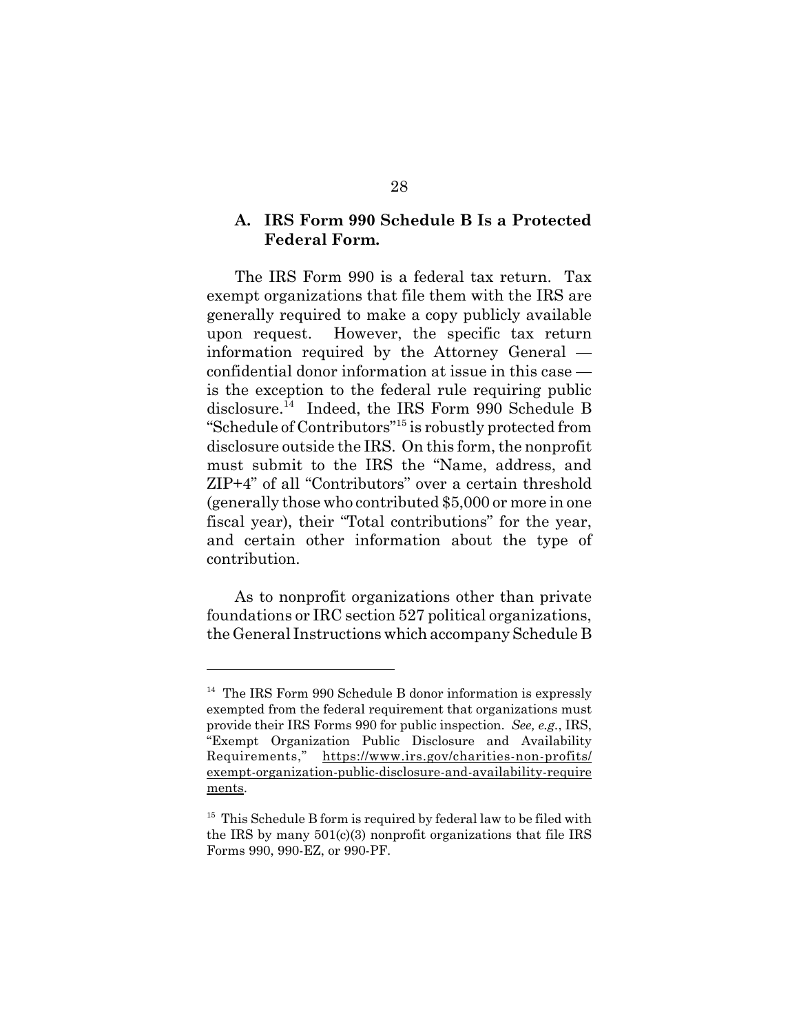### A. IRS Form 990 Schedule B Is a Protected Federal Form.

The IRS Form 990 is a federal tax return. Tax exempt organizations that file them with the IRS are generally required to make a copy publicly available upon request. However, the specific tax return information required by the Attorney General — confidential donor information at issue in this case — is the exception to the federal rule requiring public disclosure.[14] Indeed, the IRS Form 990 Schedule B "Schedule of Contributors"[15] is robustly protected from disclosure outside the IRS. On this form, the nonprofit must submit to the IRS the "Name, address, and ZIP+4" of all "Contributors" over a certain threshold (generally those who contributed $5,000 or more in one fiscal year), their "Total contributions" for the year, and certain other information about the type of contribution.

As to nonprofit organizations other than private foundations or IRC section 527 political organizations, the General Instructions which accompany Schedule B

---

[14] The IRS Form 990 Schedule B donor information is expressly exempted from the federal requirement that organizations must provide their IRS Forms 990 for public inspection. *See, e.g.*, IRS, "Exempt Organization Public Disclosure and Availability Requirements," https://www.irs.gov/charities-non-profits/exempt-organization-public-disclosure-and-availability-requirements.

[15] This Schedule B form is required by federal law to be filed with the IRS by many 501(c)(3) nonprofit organizations that file IRS Forms 990, 990-EZ, or 990-PF.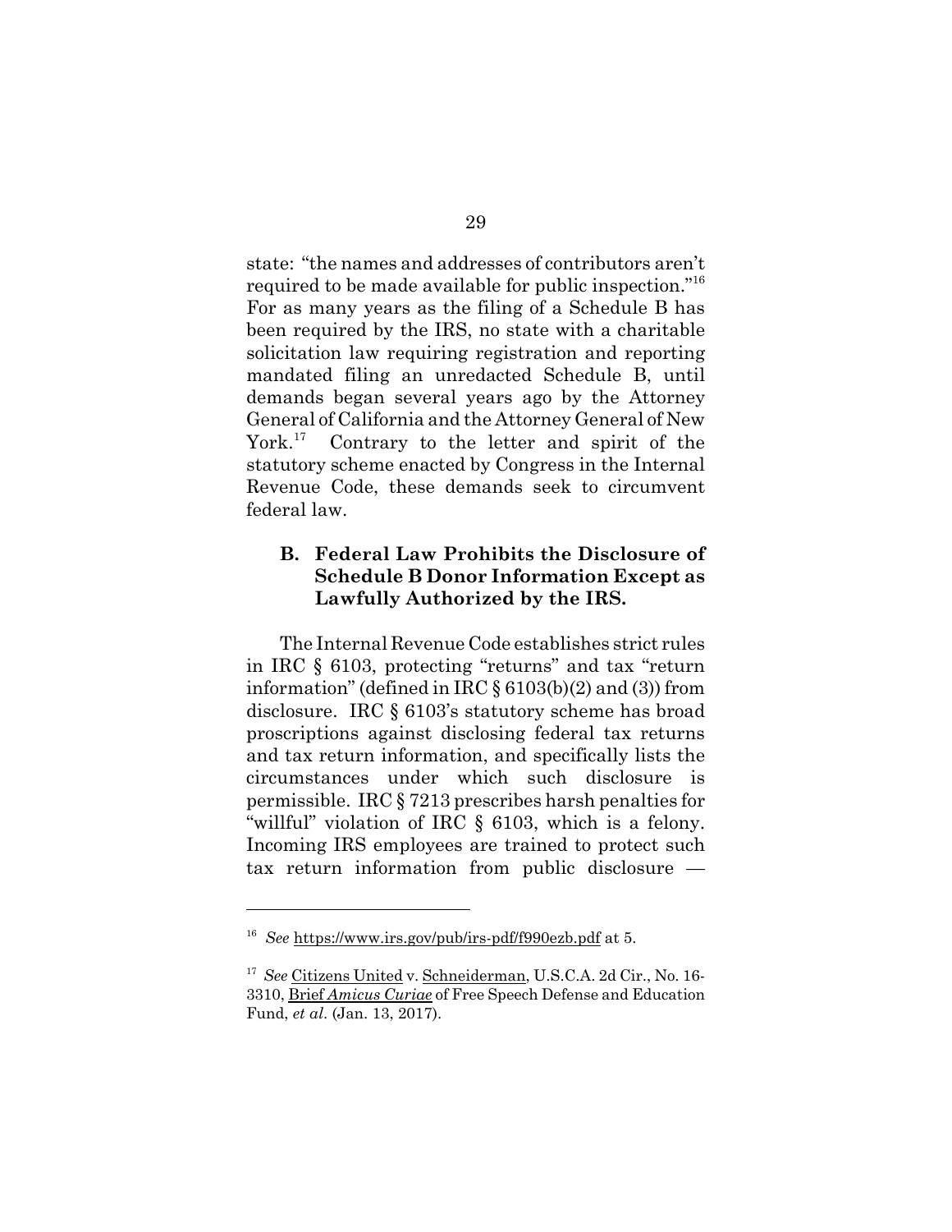state: "the names and addresses of contributors aren't required to be made available for public inspection."[16] For as many years as the filing of a Schedule B has been required by the IRS, no state with a charitable solicitation law requiring registration and reporting mandated filing an unredacted Schedule B, until demands began several years ago by the Attorney General of California and the Attorney General of New York.[17] Contrary to the letter and spirit of the statutory scheme enacted by Congress in the Internal Revenue Code, these demands seek to circumvent federal law.

### B. Federal Law Prohibits the Disclosure of Schedule B Donor Information Except as Lawfully Authorized by the IRS.

The Internal Revenue Code establishes strict rules in IRC § 6103, protecting "returns" and tax "return information" (defined in IRC § 6103(b)(2) and (3)) from disclosure. IRC § 6103's statutory scheme has broad proscriptions against disclosing federal tax returns and tax return information, and specifically lists the circumstances under which such disclosure is permissible. IRC § 7213 prescribes harsh penalties for "willful" violation of IRC § 6103, which is a felony. Incoming IRS employees are trained to protect such tax return information from public disclosure —

---

[16] *See* https://www.irs.gov/pub/irs-pdf/f990ezb.pdf at 5.

[17] *See* Citizens United v. Schneiderman, U.S.C.A. 2d Cir., No. 16-3310, Brief *Amicus Curiae* of Free Speech Defense and Education Fund, *et al.* (Jan. 13, 2017).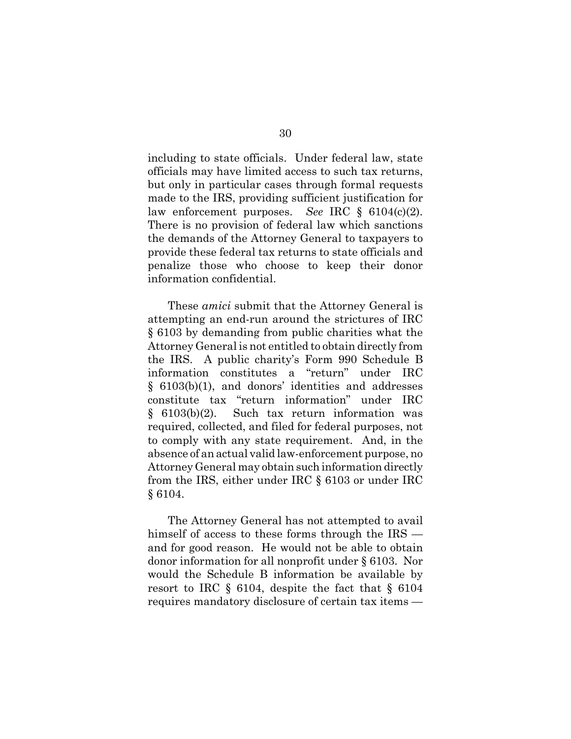including to state officials. Under federal law, state officials may have limited access to such tax returns, but only in particular cases through formal requests made to the IRS, providing sufficient justification for law enforcement purposes. *See* IRC § 6104(c)(2). There is no provision of federal law which sanctions the demands of the Attorney General to taxpayers to provide these federal tax returns to state officials and penalize those who choose to keep their donor information confidential.

These *amici* submit that the Attorney General is attempting an end-run around the strictures of IRC § 6103 by demanding from public charities what the Attorney General is not entitled to obtain directly from the IRS. A public charity's Form 990 Schedule B information constitutes a "return" under IRC § 6103(b)(1), and donors' identities and addresses constitute tax "return information" under IRC § 6103(b)(2). Such tax return information was required, collected, and filed for federal purposes, not to comply with any state requirement. And, in the absence of an actual valid law-enforcement purpose, no Attorney General may obtain such information directly from the IRS, either under IRC § 6103 or under IRC § 6104.

The Attorney General has not attempted to avail himself of access to these forms through the IRS — and for good reason. He would not be able to obtain donor information for all nonprofit under § 6103. Nor would the Schedule B information be available by resort to IRC § 6104, despite the fact that § 6104 requires mandatory disclosure of certain tax items —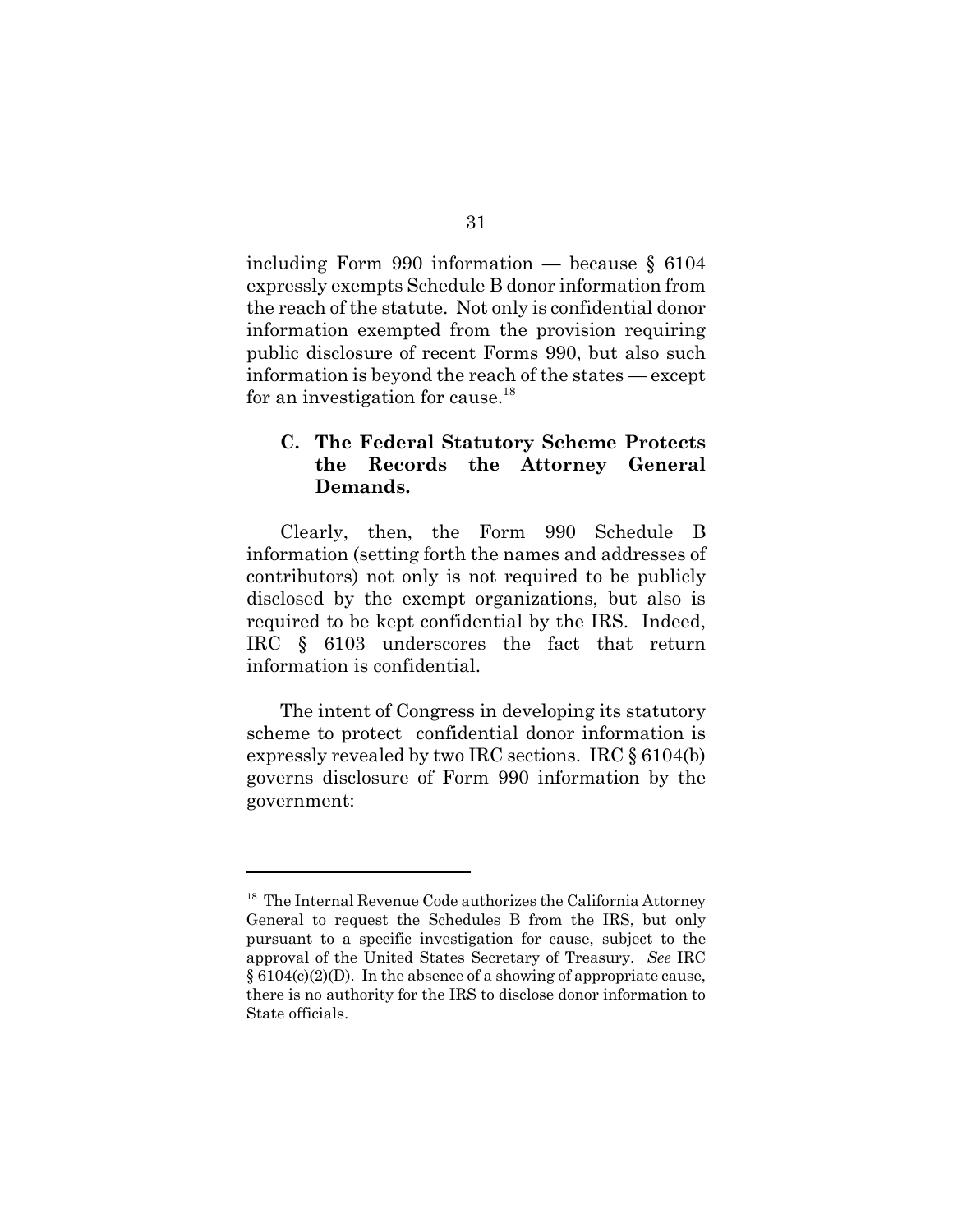including Form 990 information — because § 6104 expressly exempts Schedule B donor information from the reach of the statute. Not only is confidential donor information exempted from the provision requiring public disclosure of recent Forms 990, but also such information is beyond the reach of the states — except for an investigation for cause.[18]

### C. The Federal Statutory Scheme Protects the Records the Attorney General Demands.

Clearly, then, the Form 990 Schedule B information (setting forth the names and addresses of contributors) not only is not required to be publicly disclosed by the exempt organizations, but also is required to be kept confidential by the IRS. Indeed, IRC § 6103 underscores the fact that return information is confidential.

The intent of Congress in developing its statutory scheme to protect confidential donor information is expressly revealed by two IRC sections. IRC § 6104(b) governs disclosure of Form 990 information by the government:

---

[18] The Internal Revenue Code authorizes the California Attorney General to request the Schedules B from the IRS, but only pursuant to a specific investigation for cause, subject to the approval of the United States Secretary of Treasury. *See* IRC § 6104(c)(2)(D). In the absence of a showing of appropriate cause, there is no authority for the IRS to disclose donor information to State officials.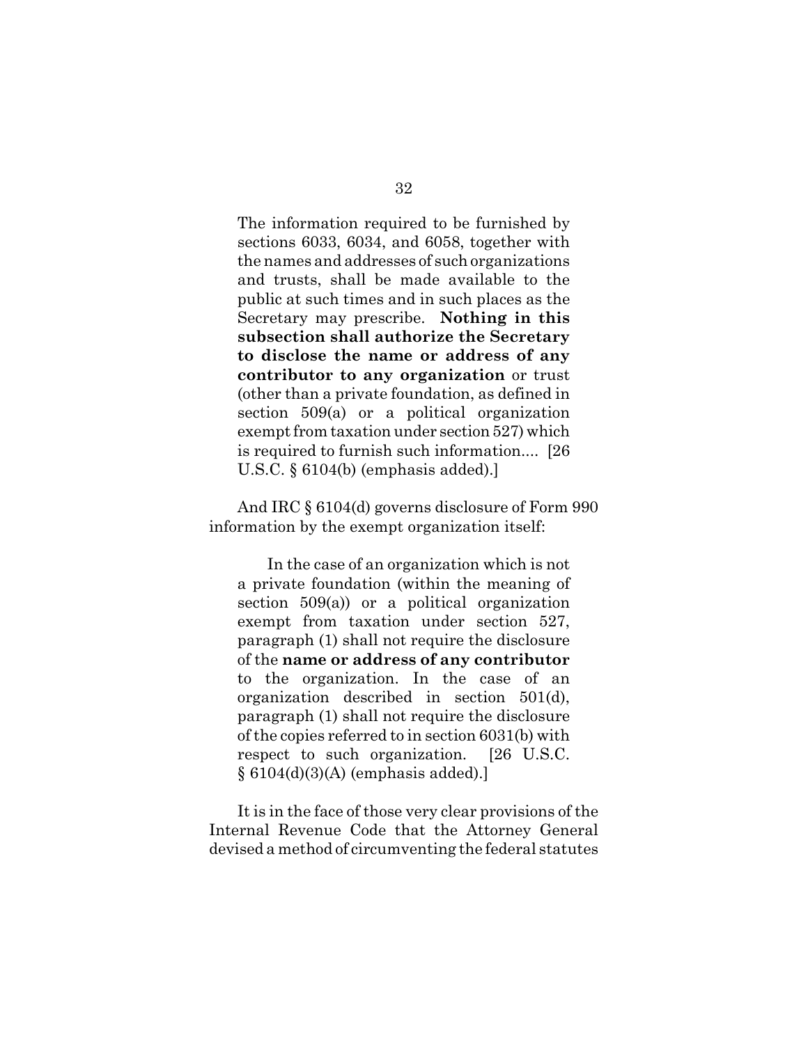> The information required to be furnished by sections 6033, 6034, and 6058, together with the names and addresses of such organizations and trusts, shall be made available to the public at such times and in such places as the Secretary may prescribe. **Nothing in this subsection shall authorize the Secretary to disclose the name or address of any contributor to any organization** or trust (other than a private foundation, as defined in section 509(a) or a political organization exempt from taxation under section 527) which is required to furnish such information.... [26 U.S.C. § 6104(b) (emphasis added).]

And IRC § 6104(d) governs disclosure of Form 990 information by the exempt organization itself:

> In the case of an organization which is not a private foundation (within the meaning of section 509(a)) or a political organization exempt from taxation under section 527, paragraph (1) shall not require the disclosure of the **name or address of any contributor** to the organization. In the case of an organization described in section 501(d), paragraph (1) shall not require the disclosure of the copies referred to in section 6031(b) with respect to such organization. [26 U.S.C. § 6104(d)(3)(A) (emphasis added).]

It is in the face of those very clear provisions of the Internal Revenue Code that the Attorney General devised a method of circumventing the federal statutes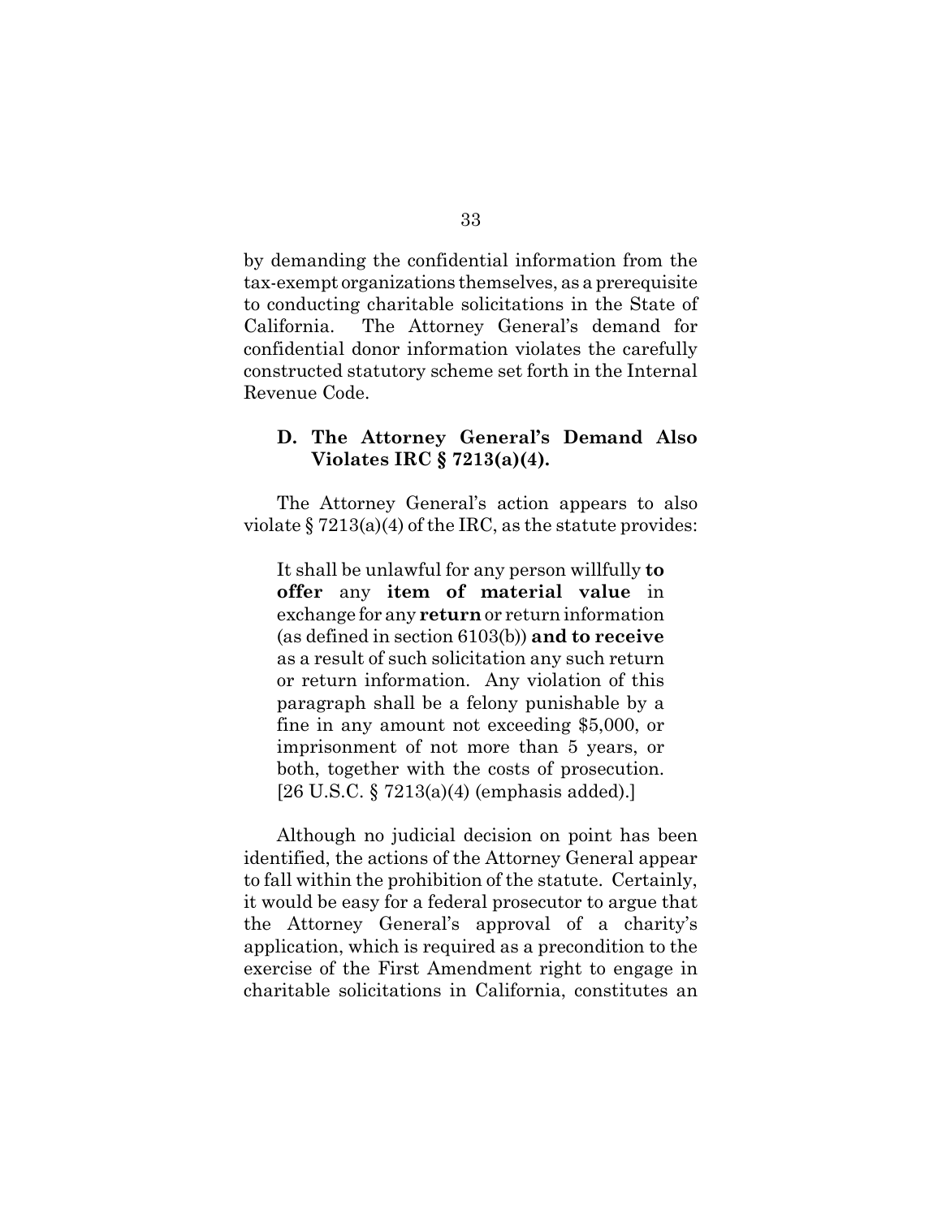by demanding the confidential information from the tax-exempt organizations themselves, as a prerequisite to conducting charitable solicitations in the State of California. The Attorney General's demand for confidential donor information violates the carefully constructed statutory scheme set forth in the Internal Revenue Code.

### D. The Attorney General's Demand Also Violates IRC § 7213(a)(4).

The Attorney General's action appears to also violate § 7213(a)(4) of the IRC, as the statute provides:

> It shall be unlawful for any person willfully **to offer** any **item of material value** in exchange for any **return** or return information (as defined in section 6103(b)) **and to receive** as a result of such solicitation any such return or return information. Any violation of this paragraph shall be a felony punishable by a fine in any amount not exceeding $5,000, or imprisonment of not more than 5 years, or both, together with the costs of prosecution. [26 U.S.C. § 7213(a)(4) (emphasis added).]

Although no judicial decision on point has been identified, the actions of the Attorney General appear to fall within the prohibition of the statute. Certainly, it would be easy for a federal prosecutor to argue that the Attorney General's approval of a charity's application, which is required as a precondition to the exercise of the First Amendment right to engage in charitable solicitations in California, constitutes an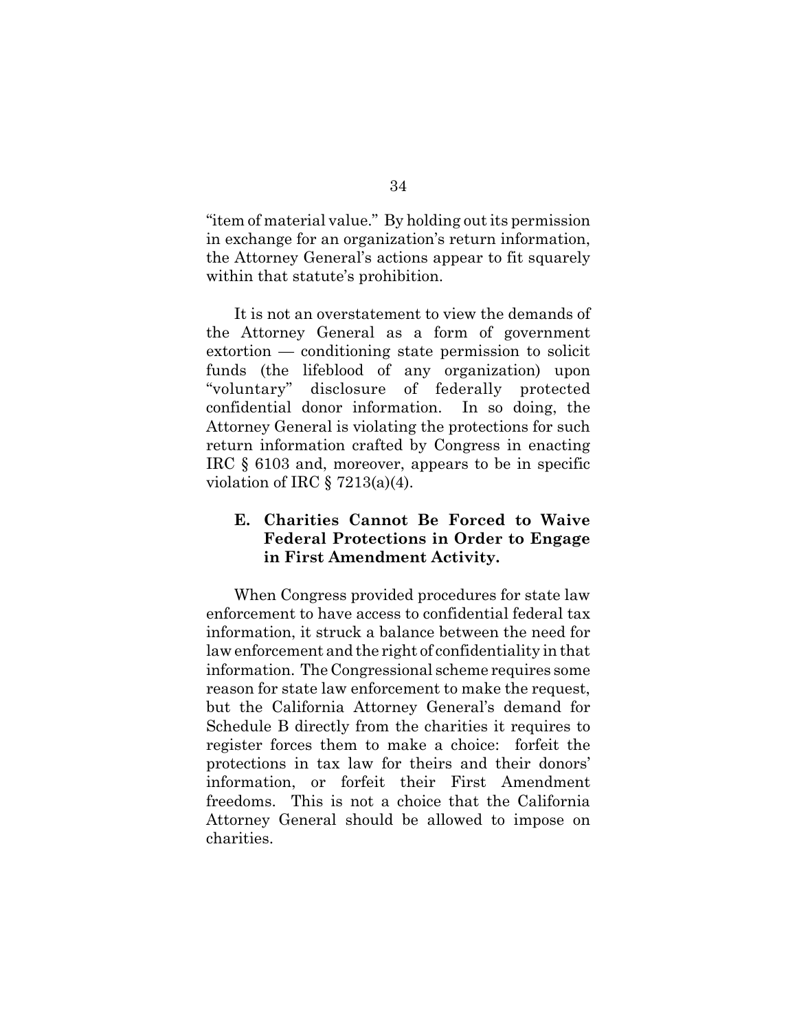"item of material value." By holding out its permission in exchange for an organization's return information, the Attorney General's actions appear to fit squarely within that statute's prohibition.

It is not an overstatement to view the demands of the Attorney General as a form of government extortion — conditioning state permission to solicit funds (the lifeblood of any organization) upon "voluntary" disclosure of federally protected confidential donor information. In so doing, the Attorney General is violating the protections for such return information crafted by Congress in enacting IRC § 6103 and, moreover, appears to be in specific violation of IRC § 7213(a)(4).

### E. Charities Cannot Be Forced to Waive Federal Protections in Order to Engage in First Amendment Activity.

When Congress provided procedures for state law enforcement to have access to confidential federal tax information, it struck a balance between the need for law enforcement and the right of confidentiality in that information. The Congressional scheme requires some reason for state law enforcement to make the request, but the California Attorney General's demand for Schedule B directly from the charities it requires to register forces them to make a choice: forfeit the protections in tax law for theirs and their donors' information, or forfeit their First Amendment freedoms. This is not a choice that the California Attorney General should be allowed to impose on charities.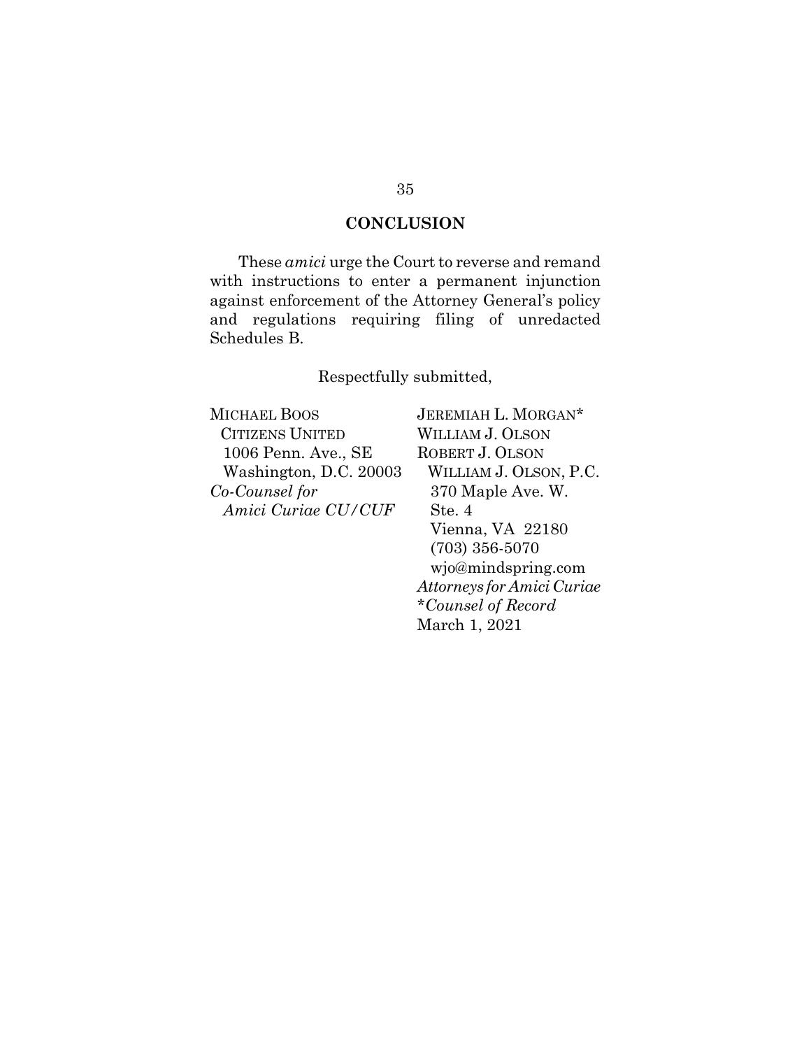## CONCLUSION

These *amici* urge the Court to reverse and remand with instructions to enter a permanent injunction against enforcement of the Attorney General's policy and regulations requiring filing of unredacted Schedules B.

Respectfully submitted,

MICHAEL BOOS
CITIZENS UNITED
1006 Penn. Ave., SE
Washington, D.C. 20003
*Co-Counsel for*
*Amici Curiae CU/CUF*

JEREMIAH L. MORGAN*
WILLIAM J. OLSON
ROBERT J. OLSON
WILLIAM J. OLSON, P.C.
370 Maple Ave. W.
Ste. 4
Vienna, VA 22180
(703) 356-5070
wjo@mindspring.com
*Attorneys for Amici Curiae*
**Counsel of Record*
March 1, 2021